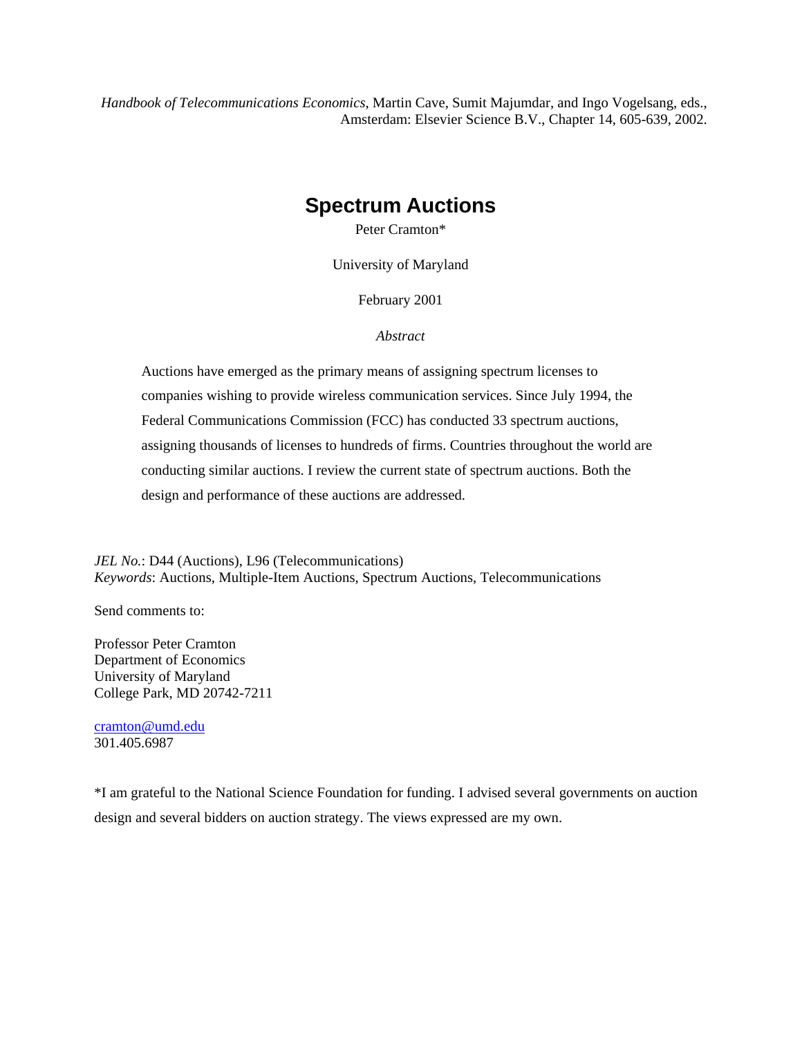*Handbook of Telecommunications Economics*, Martin Cave, Sumit Majumdar, and Ingo Vogelsang, eds., Amsterdam: Elsevier Science B.V., Chapter 14, 605-639, 2002.

# Spectrum Auctions

Peter Cramton*

University of Maryland

February 2001

*Abstract*

Auctions have emerged as the primary means of assigning spectrum licenses to companies wishing to provide wireless communication services. Since July 1994, the Federal Communications Commission (FCC) has conducted 33 spectrum auctions, assigning thousands of licenses to hundreds of firms. Countries throughout the world are conducting similar auctions. I review the current state of spectrum auctions. Both the design and performance of these auctions are addressed.

*JEL No.*: D44 (Auctions), L96 (Telecommunications)
*Keywords*: Auctions, Multiple-Item Auctions, Spectrum Auctions, Telecommunications

Send comments to:

Professor Peter Cramton
Department of Economics
University of Maryland
College Park, MD 20742-7211

cramton@umd.edu
301.405.6987

*I am grateful to the National Science Foundation for funding. I advised several governments on auction design and several bidders on auction strategy. The views expressed are my own.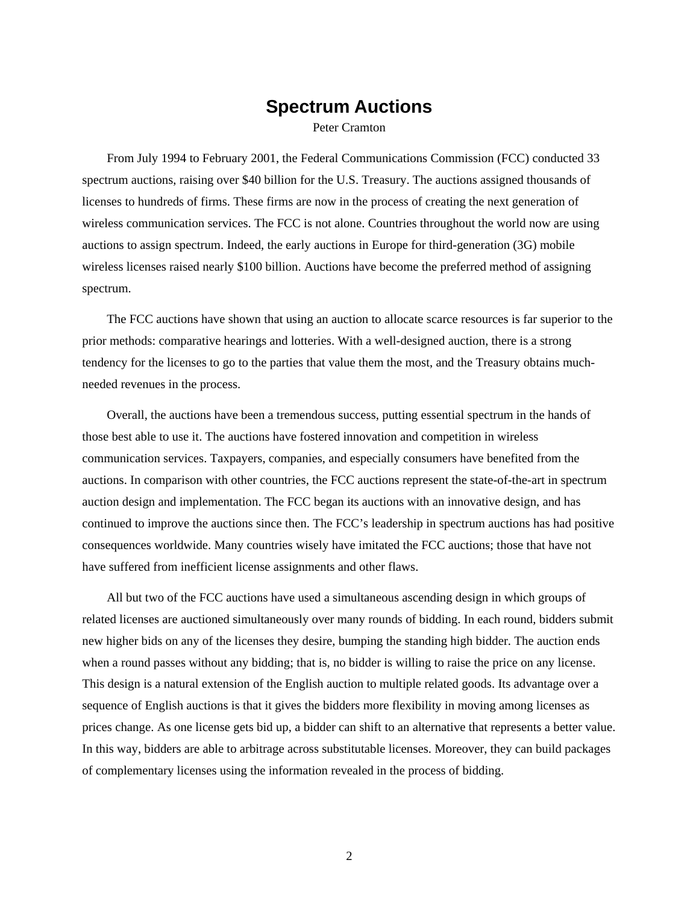# Spectrum Auctions

Peter Cramton

From July 1994 to February 2001, the Federal Communications Commission (FCC) conducted 33 spectrum auctions, raising over $40 billion for the U.S. Treasury. The auctions assigned thousands of licenses to hundreds of firms. These firms are now in the process of creating the next generation of wireless communication services. The FCC is not alone. Countries throughout the world now are using auctions to assign spectrum. Indeed, the early auctions in Europe for third-generation (3G) mobile wireless licenses raised nearly $100 billion. Auctions have become the preferred method of assigning spectrum.

The FCC auctions have shown that using an auction to allocate scarce resources is far superior to the prior methods: comparative hearings and lotteries. With a well-designed auction, there is a strong tendency for the licenses to go to the parties that value them the most, and the Treasury obtains much-needed revenues in the process.

Overall, the auctions have been a tremendous success, putting essential spectrum in the hands of those best able to use it. The auctions have fostered innovation and competition in wireless communication services. Taxpayers, companies, and especially consumers have benefited from the auctions. In comparison with other countries, the FCC auctions represent the state-of-the-art in spectrum auction design and implementation. The FCC began its auctions with an innovative design, and has continued to improve the auctions since then. The FCC's leadership in spectrum auctions has had positive consequences worldwide. Many countries wisely have imitated the FCC auctions; those that have not have suffered from inefficient license assignments and other flaws.

All but two of the FCC auctions have used a simultaneous ascending design in which groups of related licenses are auctioned simultaneously over many rounds of bidding. In each round, bidders submit new higher bids on any of the licenses they desire, bumping the standing high bidder. The auction ends when a round passes without any bidding; that is, no bidder is willing to raise the price on any license. This design is a natural extension of the English auction to multiple related goods. Its advantage over a sequence of English auctions is that it gives the bidders more flexibility in moving among licenses as prices change. As one license gets bid up, a bidder can shift to an alternative that represents a better value. In this way, bidders are able to arbitrage across substitutable licenses. Moreover, they can build packages of complementary licenses using the information revealed in the process of bidding.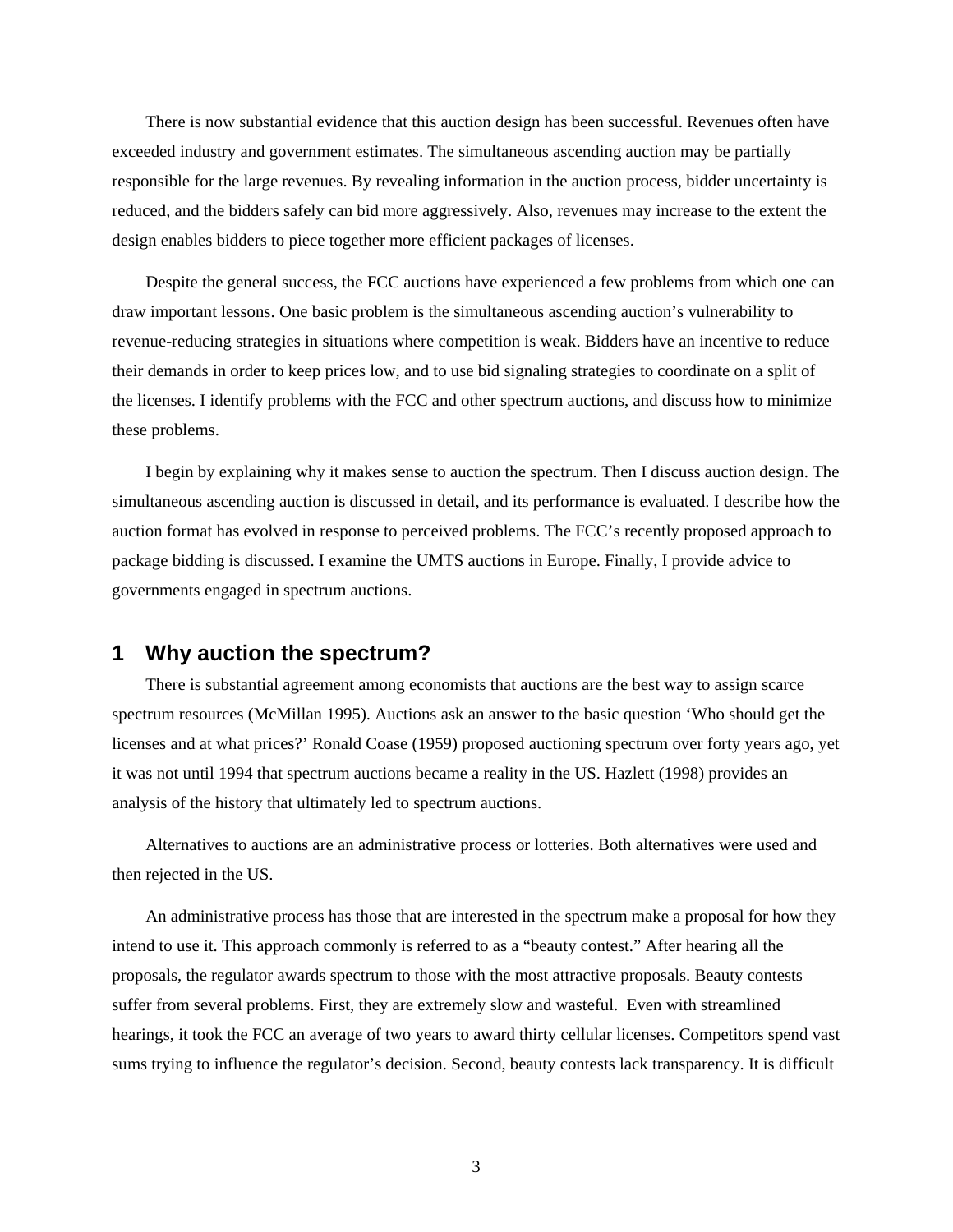There is now substantial evidence that this auction design has been successful. Revenues often have exceeded industry and government estimates. The simultaneous ascending auction may be partially responsible for the large revenues. By revealing information in the auction process, bidder uncertainty is reduced, and the bidders safely can bid more aggressively. Also, revenues may increase to the extent the design enables bidders to piece together more efficient packages of licenses.

Despite the general success, the FCC auctions have experienced a few problems from which one can draw important lessons. One basic problem is the simultaneous ascending auction's vulnerability to revenue-reducing strategies in situations where competition is weak. Bidders have an incentive to reduce their demands in order to keep prices low, and to use bid signaling strategies to coordinate on a split of the licenses. I identify problems with the FCC and other spectrum auctions, and discuss how to minimize these problems.

I begin by explaining why it makes sense to auction the spectrum. Then I discuss auction design. The simultaneous ascending auction is discussed in detail, and its performance is evaluated. I describe how the auction format has evolved in response to perceived problems. The FCC's recently proposed approach to package bidding is discussed. I examine the UMTS auctions in Europe. Finally, I provide advice to governments engaged in spectrum auctions.

## 1 Why auction the spectrum?

There is substantial agreement among economists that auctions are the best way to assign scarce spectrum resources (McMillan 1995). Auctions ask an answer to the basic question 'Who should get the licenses and at what prices?' Ronald Coase (1959) proposed auctioning spectrum over forty years ago, yet it was not until 1994 that spectrum auctions became a reality in the US. Hazlett (1998) provides an analysis of the history that ultimately led to spectrum auctions.

Alternatives to auctions are an administrative process or lotteries. Both alternatives were used and then rejected in the US.

An administrative process has those that are interested in the spectrum make a proposal for how they intend to use it. This approach commonly is referred to as a "beauty contest." After hearing all the proposals, the regulator awards spectrum to those with the most attractive proposals. Beauty contests suffer from several problems. First, they are extremely slow and wasteful. Even with streamlined hearings, it took the FCC an average of two years to award thirty cellular licenses. Competitors spend vast sums trying to influence the regulator's decision. Second, beauty contests lack transparency. It is difficult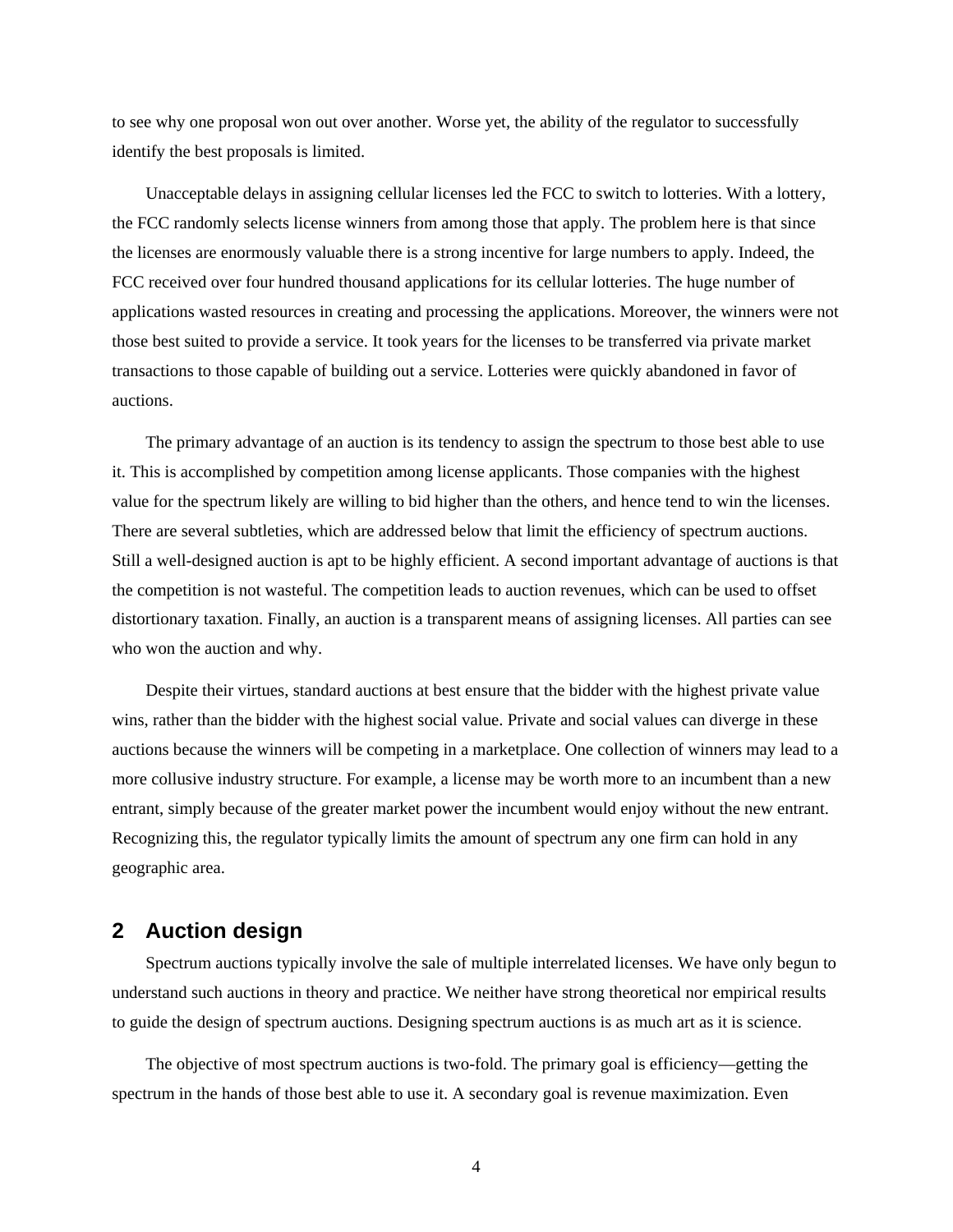to see why one proposal won out over another. Worse yet, the ability of the regulator to successfully identify the best proposals is limited.

Unacceptable delays in assigning cellular licenses led the FCC to switch to lotteries. With a lottery, the FCC randomly selects license winners from among those that apply. The problem here is that since the licenses are enormously valuable there is a strong incentive for large numbers to apply. Indeed, the FCC received over four hundred thousand applications for its cellular lotteries. The huge number of applications wasted resources in creating and processing the applications. Moreover, the winners were not those best suited to provide a service. It took years for the licenses to be transferred via private market transactions to those capable of building out a service. Lotteries were quickly abandoned in favor of auctions.

The primary advantage of an auction is its tendency to assign the spectrum to those best able to use it. This is accomplished by competition among license applicants. Those companies with the highest value for the spectrum likely are willing to bid higher than the others, and hence tend to win the licenses. There are several subtleties, which are addressed below that limit the efficiency of spectrum auctions. Still a well-designed auction is apt to be highly efficient. A second important advantage of auctions is that the competition is not wasteful. The competition leads to auction revenues, which can be used to offset distortionary taxation. Finally, an auction is a transparent means of assigning licenses. All parties can see who won the auction and why.

Despite their virtues, standard auctions at best ensure that the bidder with the highest private value wins, rather than the bidder with the highest social value. Private and social values can diverge in these auctions because the winners will be competing in a marketplace. One collection of winners may lead to a more collusive industry structure. For example, a license may be worth more to an incumbent than a new entrant, simply because of the greater market power the incumbent would enjoy without the new entrant. Recognizing this, the regulator typically limits the amount of spectrum any one firm can hold in any geographic area.

## 2 Auction design

Spectrum auctions typically involve the sale of multiple interrelated licenses. We have only begun to understand such auctions in theory and practice. We neither have strong theoretical nor empirical results to guide the design of spectrum auctions. Designing spectrum auctions is as much art as it is science.

The objective of most spectrum auctions is two-fold. The primary goal is efficiency—getting the spectrum in the hands of those best able to use it. A secondary goal is revenue maximization. Even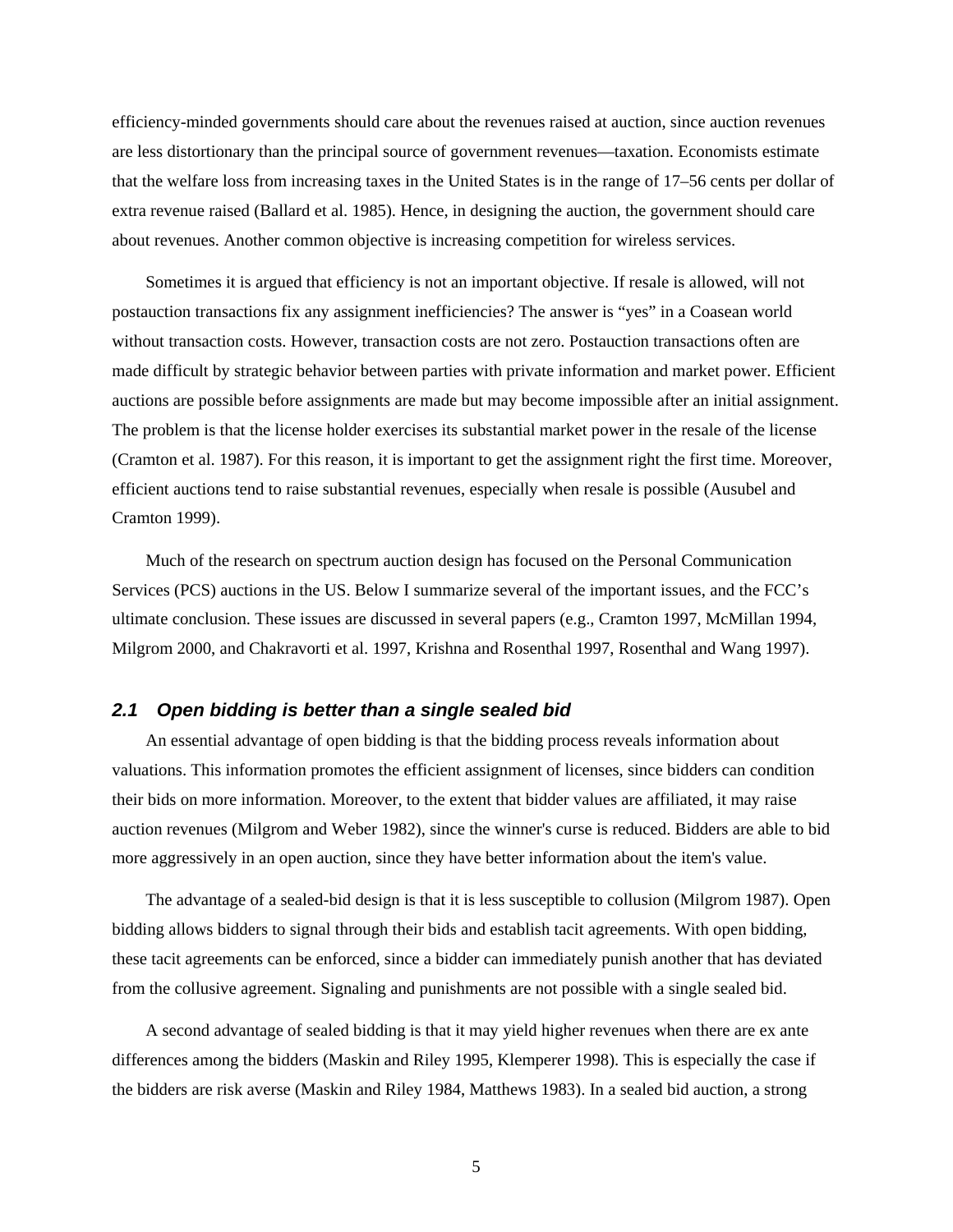efficiency-minded governments should care about the revenues raised at auction, since auction revenues are less distortionary than the principal source of government revenues—taxation. Economists estimate that the welfare loss from increasing taxes in the United States is in the range of 17–56 cents per dollar of extra revenue raised (Ballard et al. 1985). Hence, in designing the auction, the government should care about revenues. Another common objective is increasing competition for wireless services.

Sometimes it is argued that efficiency is not an important objective. If resale is allowed, will not postauction transactions fix any assignment inefficiencies? The answer is "yes" in a Coasean world without transaction costs. However, transaction costs are not zero. Postauction transactions often are made difficult by strategic behavior between parties with private information and market power. Efficient auctions are possible before assignments are made but may become impossible after an initial assignment. The problem is that the license holder exercises its substantial market power in the resale of the license (Cramton et al. 1987). For this reason, it is important to get the assignment right the first time. Moreover, efficient auctions tend to raise substantial revenues, especially when resale is possible (Ausubel and Cramton 1999).

Much of the research on spectrum auction design has focused on the Personal Communication Services (PCS) auctions in the US. Below I summarize several of the important issues, and the FCC's ultimate conclusion. These issues are discussed in several papers (e.g., Cramton 1997, McMillan 1994, Milgrom 2000, and Chakravorti et al. 1997, Krishna and Rosenthal 1997, Rosenthal and Wang 1997).

## *2.1 Open bidding is better than a single sealed bid*

An essential advantage of open bidding is that the bidding process reveals information about valuations. This information promotes the efficient assignment of licenses, since bidders can condition their bids on more information. Moreover, to the extent that bidder values are affiliated, it may raise auction revenues (Milgrom and Weber 1982), since the winner's curse is reduced. Bidders are able to bid more aggressively in an open auction, since they have better information about the item's value.

The advantage of a sealed-bid design is that it is less susceptible to collusion (Milgrom 1987). Open bidding allows bidders to signal through their bids and establish tacit agreements. With open bidding, these tacit agreements can be enforced, since a bidder can immediately punish another that has deviated from the collusive agreement. Signaling and punishments are not possible with a single sealed bid.

A second advantage of sealed bidding is that it may yield higher revenues when there are ex ante differences among the bidders (Maskin and Riley 1995, Klemperer 1998). This is especially the case if the bidders are risk averse (Maskin and Riley 1984, Matthews 1983). In a sealed bid auction, a strong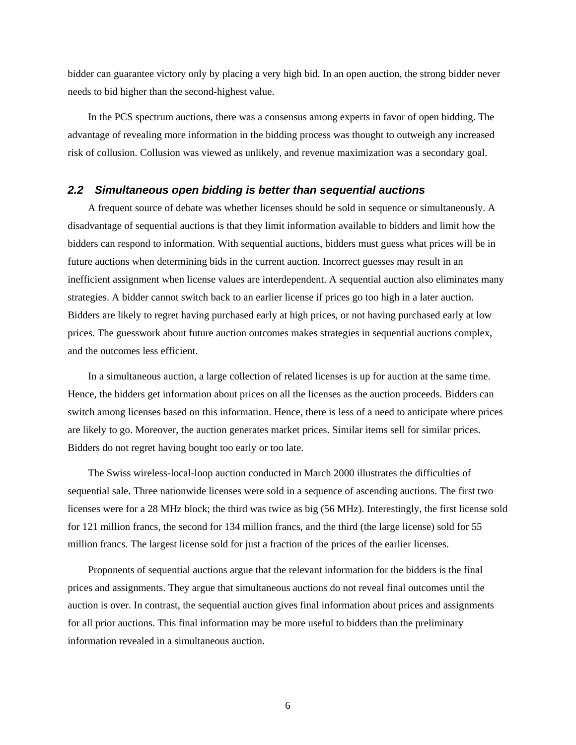bidder can guarantee victory only by placing a very high bid. In an open auction, the strong bidder never needs to bid higher than the second-highest value.

In the PCS spectrum auctions, there was a consensus among experts in favor of open bidding. The advantage of revealing more information in the bidding process was thought to outweigh any increased risk of collusion. Collusion was viewed as unlikely, and revenue maximization was a secondary goal.

### *2.2 Simultaneous open bidding is better than sequential auctions*

A frequent source of debate was whether licenses should be sold in sequence or simultaneously. A disadvantage of sequential auctions is that they limit information available to bidders and limit how the bidders can respond to information. With sequential auctions, bidders must guess what prices will be in future auctions when determining bids in the current auction. Incorrect guesses may result in an inefficient assignment when license values are interdependent. A sequential auction also eliminates many strategies. A bidder cannot switch back to an earlier license if prices go too high in a later auction. Bidders are likely to regret having purchased early at high prices, or not having purchased early at low prices. The guesswork about future auction outcomes makes strategies in sequential auctions complex, and the outcomes less efficient.

In a simultaneous auction, a large collection of related licenses is up for auction at the same time. Hence, the bidders get information about prices on all the licenses as the auction proceeds. Bidders can switch among licenses based on this information. Hence, there is less of a need to anticipate where prices are likely to go. Moreover, the auction generates market prices. Similar items sell for similar prices. Bidders do not regret having bought too early or too late.

The Swiss wireless-local-loop auction conducted in March 2000 illustrates the difficulties of sequential sale. Three nationwide licenses were sold in a sequence of ascending auctions. The first two licenses were for a 28 MHz block; the third was twice as big (56 MHz). Interestingly, the first license sold for 121 million francs, the second for 134 million francs, and the third (the large license) sold for 55 million francs. The largest license sold for just a fraction of the prices of the earlier licenses.

Proponents of sequential auctions argue that the relevant information for the bidders is the final prices and assignments. They argue that simultaneous auctions do not reveal final outcomes until the auction is over. In contrast, the sequential auction gives final information about prices and assignments for all prior auctions. This final information may be more useful to bidders than the preliminary information revealed in a simultaneous auction.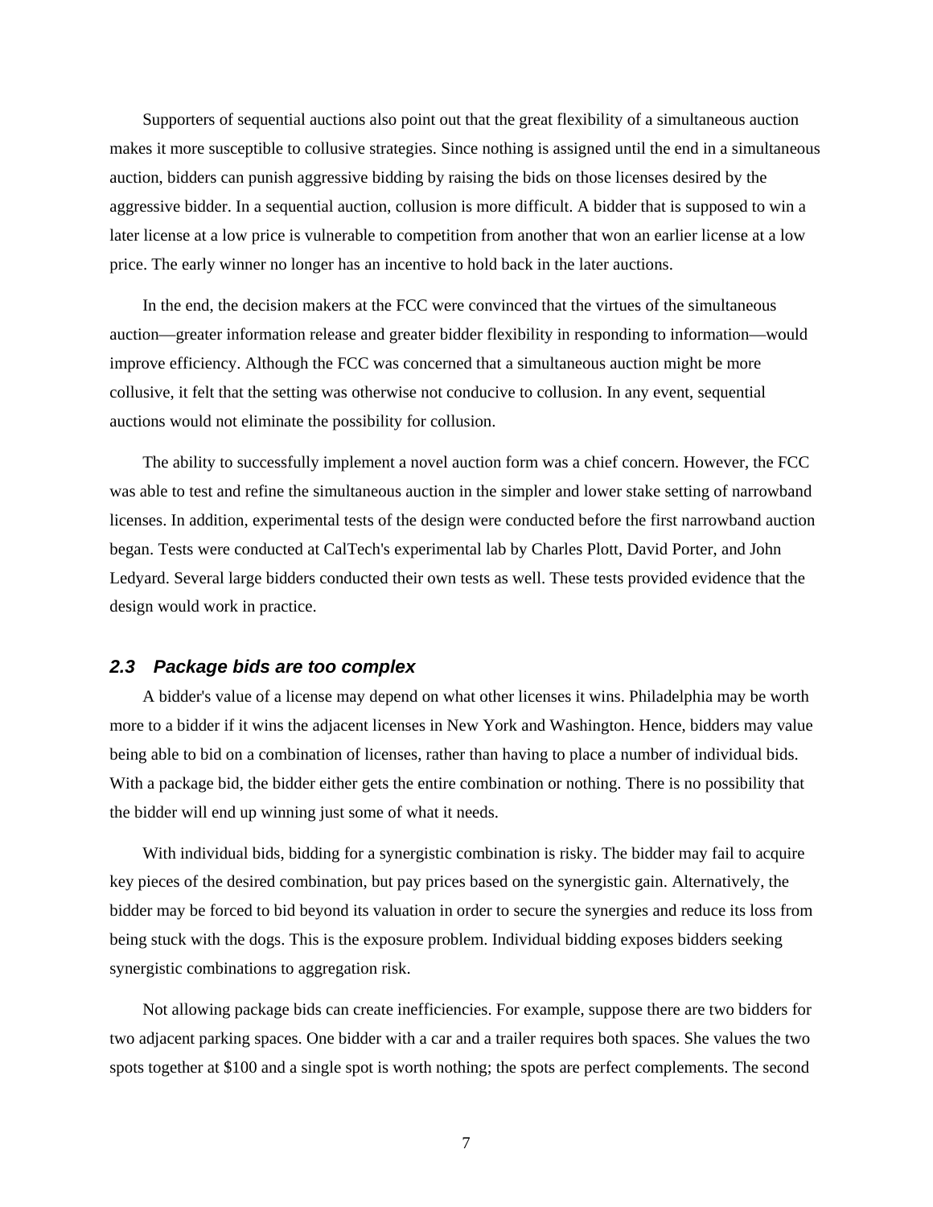Supporters of sequential auctions also point out that the great flexibility of a simultaneous auction makes it more susceptible to collusive strategies. Since nothing is assigned until the end in a simultaneous auction, bidders can punish aggressive bidding by raising the bids on those licenses desired by the aggressive bidder. In a sequential auction, collusion is more difficult. A bidder that is supposed to win a later license at a low price is vulnerable to competition from another that won an earlier license at a low price. The early winner no longer has an incentive to hold back in the later auctions.

In the end, the decision makers at the FCC were convinced that the virtues of the simultaneous auction—greater information release and greater bidder flexibility in responding to information—would improve efficiency. Although the FCC was concerned that a simultaneous auction might be more collusive, it felt that the setting was otherwise not conducive to collusion. In any event, sequential auctions would not eliminate the possibility for collusion.

The ability to successfully implement a novel auction form was a chief concern. However, the FCC was able to test and refine the simultaneous auction in the simpler and lower stake setting of narrowband licenses. In addition, experimental tests of the design were conducted before the first narrowband auction began. Tests were conducted at CalTech's experimental lab by Charles Plott, David Porter, and John Ledyard. Several large bidders conducted their own tests as well. These tests provided evidence that the design would work in practice.

### *2.3 Package bids are too complex*

A bidder's value of a license may depend on what other licenses it wins. Philadelphia may be worth more to a bidder if it wins the adjacent licenses in New York and Washington. Hence, bidders may value being able to bid on a combination of licenses, rather than having to place a number of individual bids. With a package bid, the bidder either gets the entire combination or nothing. There is no possibility that the bidder will end up winning just some of what it needs.

With individual bids, bidding for a synergistic combination is risky. The bidder may fail to acquire key pieces of the desired combination, but pay prices based on the synergistic gain. Alternatively, the bidder may be forced to bid beyond its valuation in order to secure the synergies and reduce its loss from being stuck with the dogs. This is the exposure problem. Individual bidding exposes bidders seeking synergistic combinations to aggregation risk.

Not allowing package bids can create inefficiencies. For example, suppose there are two bidders for two adjacent parking spaces. One bidder with a car and a trailer requires both spaces. She values the two spots together at $100 and a single spot is worth nothing; the spots are perfect complements. The second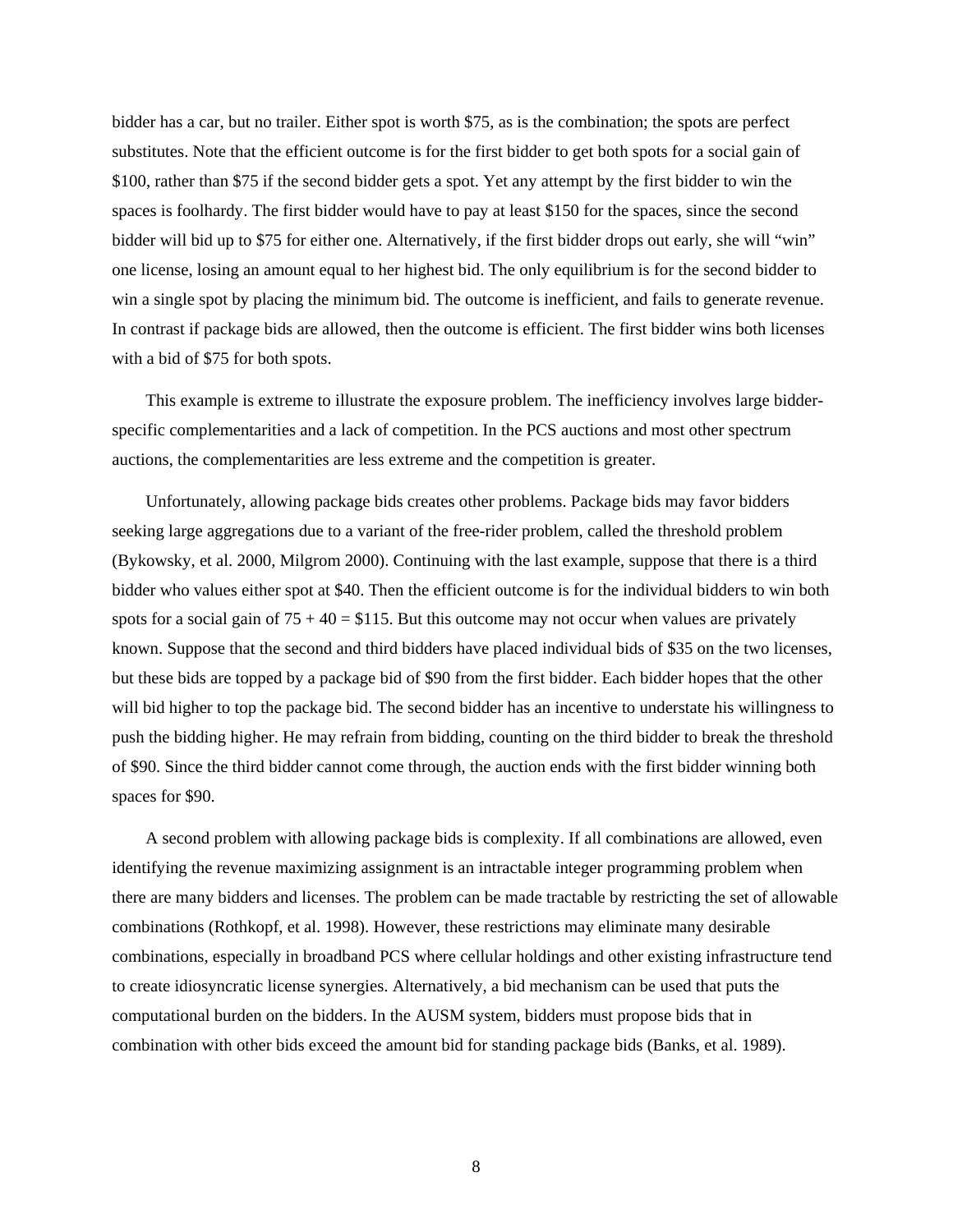bidder has a car, but no trailer. Either spot is worth \$75, as is the combination; the spots are perfect substitutes. Note that the efficient outcome is for the first bidder to get both spots for a social gain of \$100, rather than \$75 if the second bidder gets a spot. Yet any attempt by the first bidder to win the spaces is foolhardy. The first bidder would have to pay at least \$150 for the spaces, since the second bidder will bid up to \$75 for either one. Alternatively, if the first bidder drops out early, she will "win" one license, losing an amount equal to her highest bid. The only equilibrium is for the second bidder to win a single spot by placing the minimum bid. The outcome is inefficient, and fails to generate revenue. In contrast if package bids are allowed, then the outcome is efficient. The first bidder wins both licenses with a bid of \$75 for both spots.

This example is extreme to illustrate the exposure problem. The inefficiency involves large bidder-specific complementarities and a lack of competition. In the PCS auctions and most other spectrum auctions, the complementarities are less extreme and the competition is greater.

Unfortunately, allowing package bids creates other problems. Package bids may favor bidders seeking large aggregations due to a variant of the free-rider problem, called the threshold problem (Bykowsky, et al. 2000, Milgrom 2000). Continuing with the last example, suppose that there is a third bidder who values either spot at \$40. Then the efficient outcome is for the individual bidders to win both spots for a social gain of 75 + 40 = \$115. But this outcome may not occur when values are privately known. Suppose that the second and third bidders have placed individual bids of \$35 on the two licenses, but these bids are topped by a package bid of \$90 from the first bidder. Each bidder hopes that the other will bid higher to top the package bid. The second bidder has an incentive to understate his willingness to push the bidding higher. He may refrain from bidding, counting on the third bidder to break the threshold of \$90. Since the third bidder cannot come through, the auction ends with the first bidder winning both spaces for \$90.

A second problem with allowing package bids is complexity. If all combinations are allowed, even identifying the revenue maximizing assignment is an intractable integer programming problem when there are many bidders and licenses. The problem can be made tractable by restricting the set of allowable combinations (Rothkopf, et al. 1998). However, these restrictions may eliminate many desirable combinations, especially in broadband PCS where cellular holdings and other existing infrastructure tend to create idiosyncratic license synergies. Alternatively, a bid mechanism can be used that puts the computational burden on the bidders. In the AUSM system, bidders must propose bids that in combination with other bids exceed the amount bid for standing package bids (Banks, et al. 1989).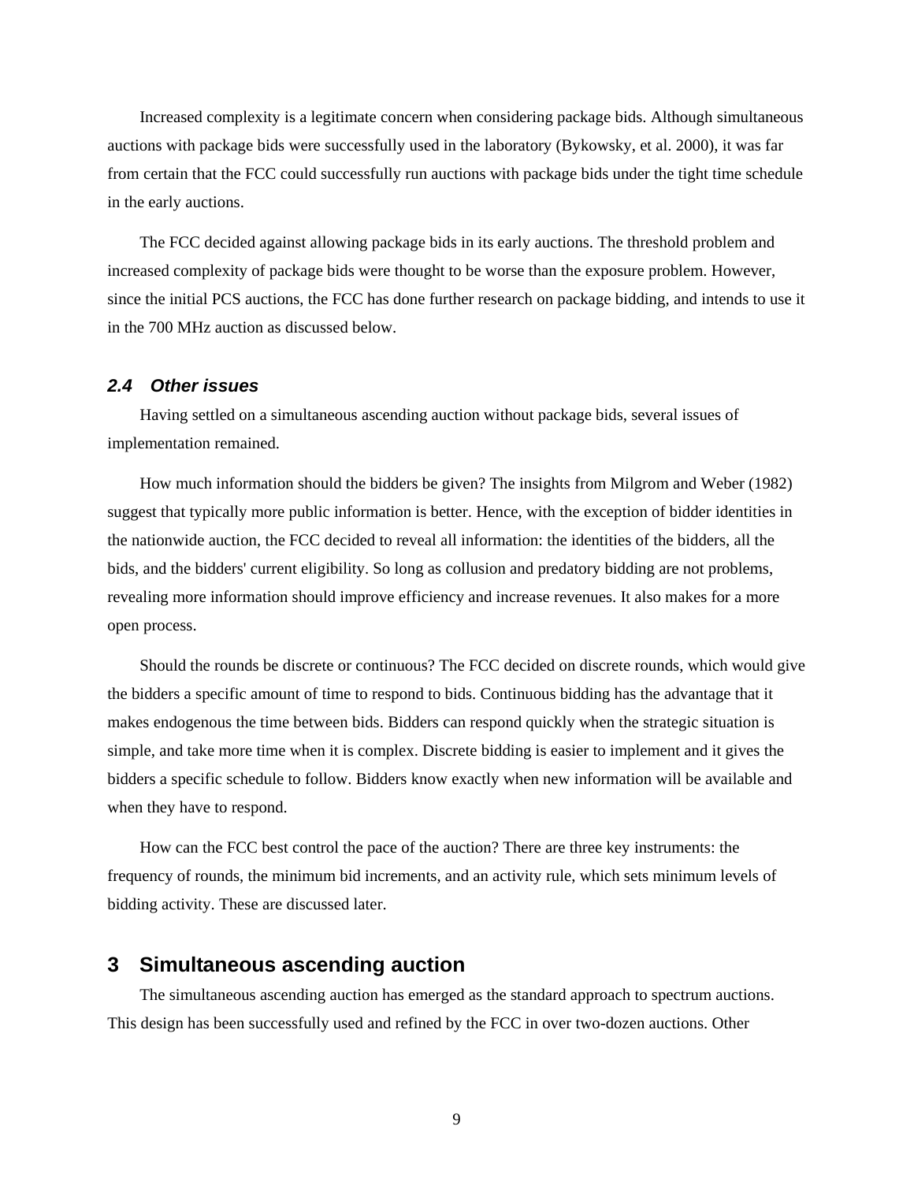Increased complexity is a legitimate concern when considering package bids. Although simultaneous auctions with package bids were successfully used in the laboratory (Bykowsky, et al. 2000), it was far from certain that the FCC could successfully run auctions with package bids under the tight time schedule in the early auctions.

The FCC decided against allowing package bids in its early auctions. The threshold problem and increased complexity of package bids were thought to be worse than the exposure problem. However, since the initial PCS auctions, the FCC has done further research on package bidding, and intends to use it in the 700 MHz auction as discussed below.

### *2.4 Other issues*

Having settled on a simultaneous ascending auction without package bids, several issues of implementation remained.

How much information should the bidders be given? The insights from Milgrom and Weber (1982) suggest that typically more public information is better. Hence, with the exception of bidder identities in the nationwide auction, the FCC decided to reveal all information: the identities of the bidders, all the bids, and the bidders' current eligibility. So long as collusion and predatory bidding are not problems, revealing more information should improve efficiency and increase revenues. It also makes for a more open process.

Should the rounds be discrete or continuous? The FCC decided on discrete rounds, which would give the bidders a specific amount of time to respond to bids. Continuous bidding has the advantage that it makes endogenous the time between bids. Bidders can respond quickly when the strategic situation is simple, and take more time when it is complex. Discrete bidding is easier to implement and it gives the bidders a specific schedule to follow. Bidders know exactly when new information will be available and when they have to respond.

How can the FCC best control the pace of the auction? There are three key instruments: the frequency of rounds, the minimum bid increments, and an activity rule, which sets minimum levels of bidding activity. These are discussed later.

## 3 Simultaneous ascending auction

The simultaneous ascending auction has emerged as the standard approach to spectrum auctions. This design has been successfully used and refined by the FCC in over two-dozen auctions. Other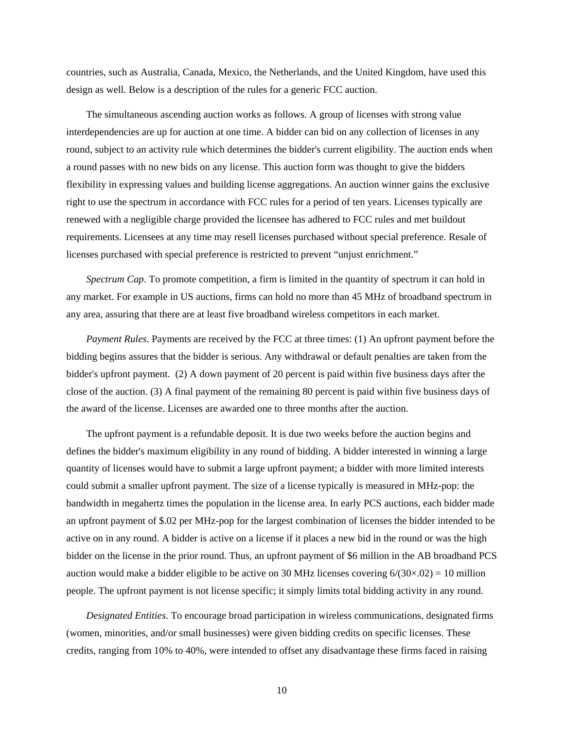countries, such as Australia, Canada, Mexico, the Netherlands, and the United Kingdom, have used this design as well. Below is a description of the rules for a generic FCC auction.

The simultaneous ascending auction works as follows. A group of licenses with strong value interdependencies are up for auction at one time. A bidder can bid on any collection of licenses in any round, subject to an activity rule which determines the bidder's current eligibility. The auction ends when a round passes with no new bids on any license. This auction form was thought to give the bidders flexibility in expressing values and building license aggregations. An auction winner gains the exclusive right to use the spectrum in accordance with FCC rules for a period of ten years. Licenses typically are renewed with a negligible charge provided the licensee has adhered to FCC rules and met buildout requirements. Licensees at any time may resell licenses purchased without special preference. Resale of licenses purchased with special preference is restricted to prevent "unjust enrichment."

*Spectrum Cap*. To promote competition, a firm is limited in the quantity of spectrum it can hold in any market. For example in US auctions, firms can hold no more than 45 MHz of broadband spectrum in any area, assuring that there are at least five broadband wireless competitors in each market.

*Payment Rules*. Payments are received by the FCC at three times: (1) An upfront payment before the bidding begins assures that the bidder is serious. Any withdrawal or default penalties are taken from the bidder's upfront payment. (2) A down payment of 20 percent is paid within five business days after the close of the auction. (3) A final payment of the remaining 80 percent is paid within five business days of the award of the license. Licenses are awarded one to three months after the auction.

The upfront payment is a refundable deposit. It is due two weeks before the auction begins and defines the bidder's maximum eligibility in any round of bidding. A bidder interested in winning a large quantity of licenses would have to submit a large upfront payment; a bidder with more limited interests could submit a smaller upfront payment. The size of a license typically is measured in MHz-pop: the bandwidth in megahertz times the population in the license area. In early PCS auctions, each bidder made an upfront payment of $.02 per MHz-pop for the largest combination of licenses the bidder intended to be active on in any round. A bidder is active on a license if it places a new bid in the round or was the high bidder on the license in the prior round. Thus, an upfront payment of $6 million in the AB broadband PCS auction would make a bidder eligible to be active on 30 MHz licenses covering $6/(30 \times .02) = 10$ million people. The upfront payment is not license specific; it simply limits total bidding activity in any round.

*Designated Entities*. To encourage broad participation in wireless communications, designated firms (women, minorities, and/or small businesses) were given bidding credits on specific licenses. These credits, ranging from 10% to 40%, were intended to offset any disadvantage these firms faced in raising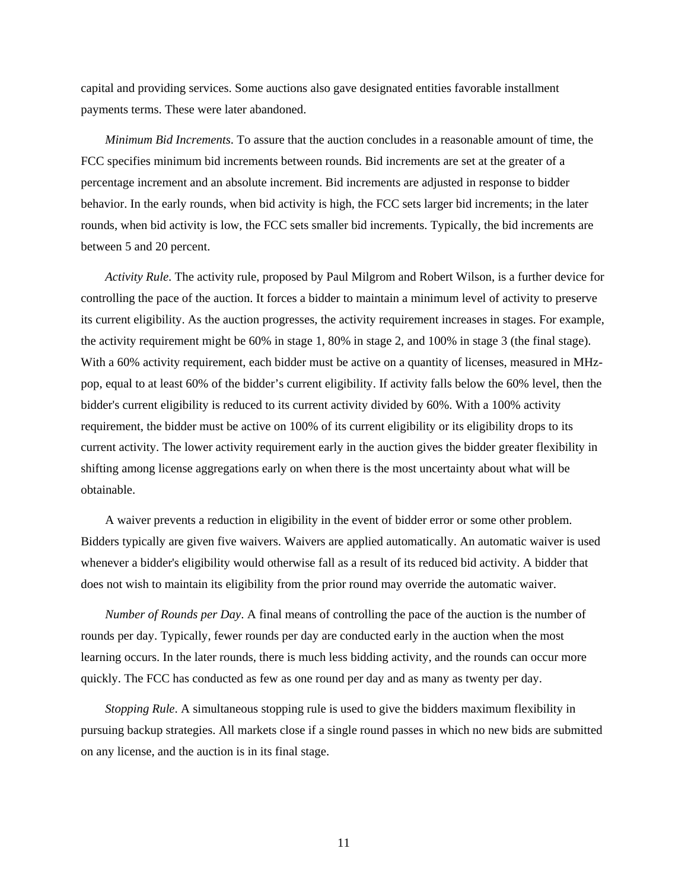capital and providing services. Some auctions also gave designated entities favorable installment payments terms. These were later abandoned.

*Minimum Bid Increments*. To assure that the auction concludes in a reasonable amount of time, the FCC specifies minimum bid increments between rounds. Bid increments are set at the greater of a percentage increment and an absolute increment. Bid increments are adjusted in response to bidder behavior. In the early rounds, when bid activity is high, the FCC sets larger bid increments; in the later rounds, when bid activity is low, the FCC sets smaller bid increments. Typically, the bid increments are between 5 and 20 percent.

*Activity Rule*. The activity rule, proposed by Paul Milgrom and Robert Wilson, is a further device for controlling the pace of the auction. It forces a bidder to maintain a minimum level of activity to preserve its current eligibility. As the auction progresses, the activity requirement increases in stages. For example, the activity requirement might be 60% in stage 1, 80% in stage 2, and 100% in stage 3 (the final stage). With a 60% activity requirement, each bidder must be active on a quantity of licenses, measured in MHz-pop, equal to at least 60% of the bidder's current eligibility. If activity falls below the 60% level, then the bidder's current eligibility is reduced to its current activity divided by 60%. With a 100% activity requirement, the bidder must be active on 100% of its current eligibility or its eligibility drops to its current activity. The lower activity requirement early in the auction gives the bidder greater flexibility in shifting among license aggregations early on when there is the most uncertainty about what will be obtainable.

A waiver prevents a reduction in eligibility in the event of bidder error or some other problem. Bidders typically are given five waivers. Waivers are applied automatically. An automatic waiver is used whenever a bidder's eligibility would otherwise fall as a result of its reduced bid activity. A bidder that does not wish to maintain its eligibility from the prior round may override the automatic waiver.

*Number of Rounds per Day*. A final means of controlling the pace of the auction is the number of rounds per day. Typically, fewer rounds per day are conducted early in the auction when the most learning occurs. In the later rounds, there is much less bidding activity, and the rounds can occur more quickly. The FCC has conducted as few as one round per day and as many as twenty per day.

*Stopping Rule*. A simultaneous stopping rule is used to give the bidders maximum flexibility in pursuing backup strategies. All markets close if a single round passes in which no new bids are submitted on any license, and the auction is in its final stage.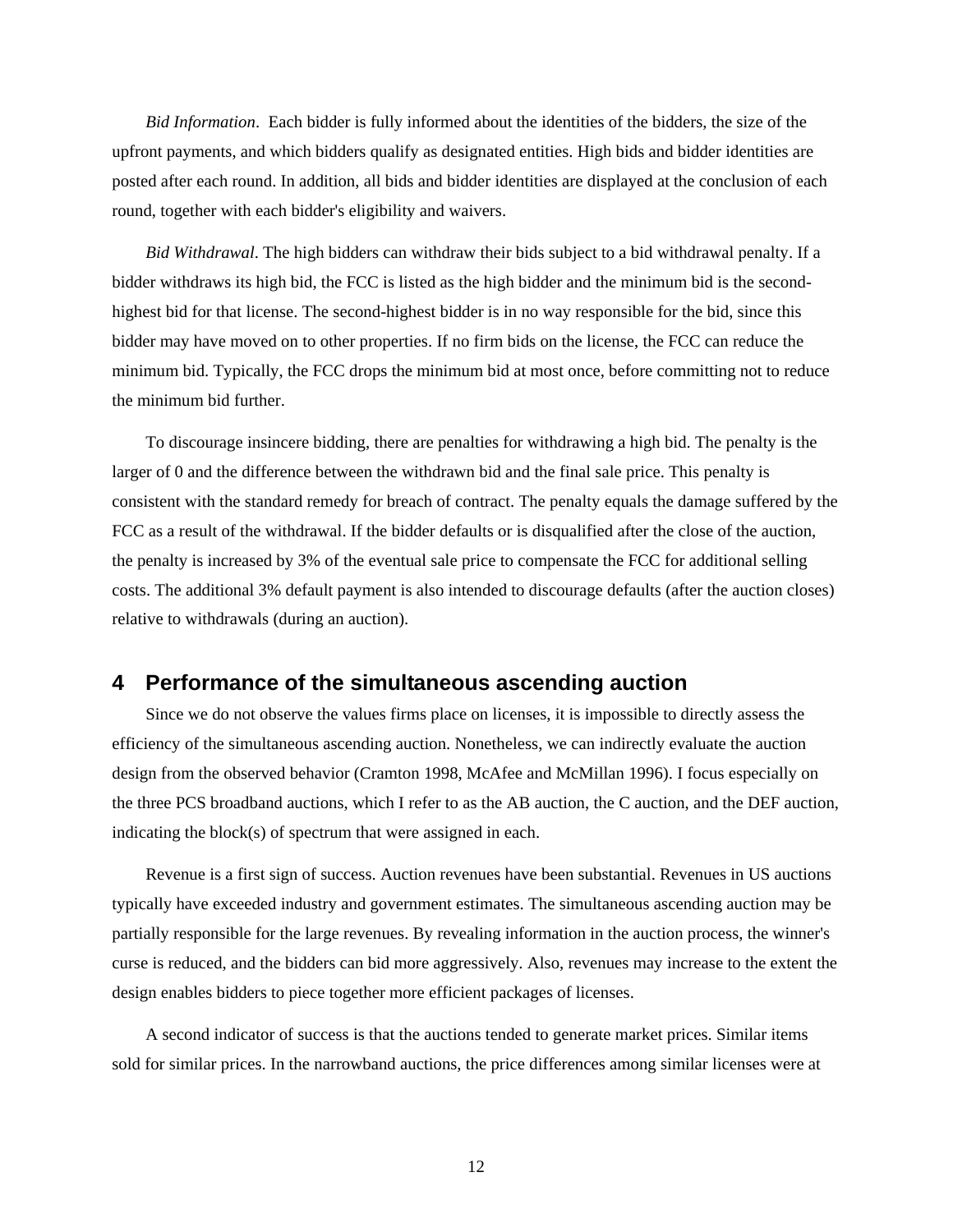*Bid Information*. Each bidder is fully informed about the identities of the bidders, the size of the upfront payments, and which bidders qualify as designated entities. High bids and bidder identities are posted after each round. In addition, all bids and bidder identities are displayed at the conclusion of each round, together with each bidder's eligibility and waivers.

*Bid Withdrawal*. The high bidders can withdraw their bids subject to a bid withdrawal penalty. If a bidder withdraws its high bid, the FCC is listed as the high bidder and the minimum bid is the second-highest bid for that license. The second-highest bidder is in no way responsible for the bid, since this bidder may have moved on to other properties. If no firm bids on the license, the FCC can reduce the minimum bid. Typically, the FCC drops the minimum bid at most once, before committing not to reduce the minimum bid further.

To discourage insincere bidding, there are penalties for withdrawing a high bid. The penalty is the larger of 0 and the difference between the withdrawn bid and the final sale price. This penalty is consistent with the standard remedy for breach of contract. The penalty equals the damage suffered by the FCC as a result of the withdrawal. If the bidder defaults or is disqualified after the close of the auction, the penalty is increased by 3% of the eventual sale price to compensate the FCC for additional selling costs. The additional 3% default payment is also intended to discourage defaults (after the auction closes) relative to withdrawals (during an auction).

## 4 Performance of the simultaneous ascending auction

Since we do not observe the values firms place on licenses, it is impossible to directly assess the efficiency of the simultaneous ascending auction. Nonetheless, we can indirectly evaluate the auction design from the observed behavior (Cramton 1998, McAfee and McMillan 1996). I focus especially on the three PCS broadband auctions, which I refer to as the AB auction, the C auction, and the DEF auction, indicating the block(s) of spectrum that were assigned in each.

Revenue is a first sign of success. Auction revenues have been substantial. Revenues in US auctions typically have exceeded industry and government estimates. The simultaneous ascending auction may be partially responsible for the large revenues. By revealing information in the auction process, the winner's curse is reduced, and the bidders can bid more aggressively. Also, revenues may increase to the extent the design enables bidders to piece together more efficient packages of licenses.

A second indicator of success is that the auctions tended to generate market prices. Similar items sold for similar prices. In the narrowband auctions, the price differences among similar licenses were at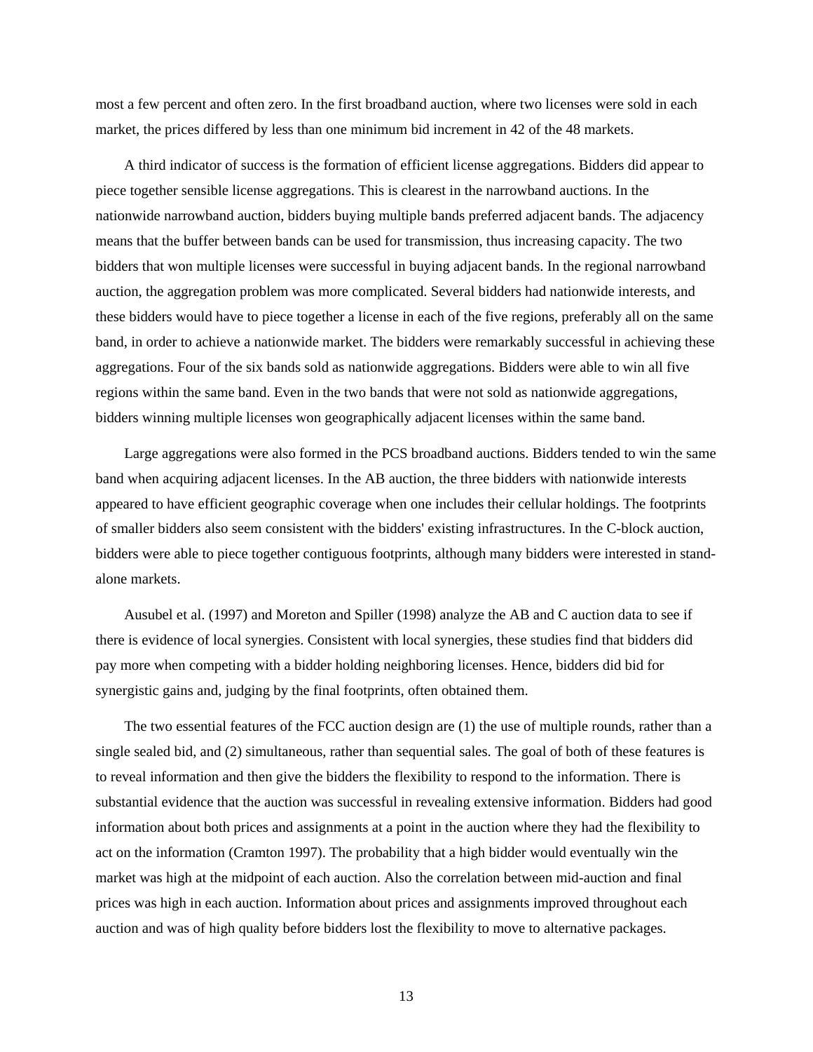most a few percent and often zero. In the first broadband auction, where two licenses were sold in each market, the prices differed by less than one minimum bid increment in 42 of the 48 markets.

A third indicator of success is the formation of efficient license aggregations. Bidders did appear to piece together sensible license aggregations. This is clearest in the narrowband auctions. In the nationwide narrowband auction, bidders buying multiple bands preferred adjacent bands. The adjacency means that the buffer between bands can be used for transmission, thus increasing capacity. The two bidders that won multiple licenses were successful in buying adjacent bands. In the regional narrowband auction, the aggregation problem was more complicated. Several bidders had nationwide interests, and these bidders would have to piece together a license in each of the five regions, preferably all on the same band, in order to achieve a nationwide market. The bidders were remarkably successful in achieving these aggregations. Four of the six bands sold as nationwide aggregations. Bidders were able to win all five regions within the same band. Even in the two bands that were not sold as nationwide aggregations, bidders winning multiple licenses won geographically adjacent licenses within the same band.

Large aggregations were also formed in the PCS broadband auctions. Bidders tended to win the same band when acquiring adjacent licenses. In the AB auction, the three bidders with nationwide interests appeared to have efficient geographic coverage when one includes their cellular holdings. The footprints of smaller bidders also seem consistent with the bidders' existing infrastructures. In the C-block auction, bidders were able to piece together contiguous footprints, although many bidders were interested in stand-alone markets.

Ausubel et al. (1997) and Moreton and Spiller (1998) analyze the AB and C auction data to see if there is evidence of local synergies. Consistent with local synergies, these studies find that bidders did pay more when competing with a bidder holding neighboring licenses. Hence, bidders did bid for synergistic gains and, judging by the final footprints, often obtained them.

The two essential features of the FCC auction design are (1) the use of multiple rounds, rather than a single sealed bid, and (2) simultaneous, rather than sequential sales. The goal of both of these features is to reveal information and then give the bidders the flexibility to respond to the information. There is substantial evidence that the auction was successful in revealing extensive information. Bidders had good information about both prices and assignments at a point in the auction where they had the flexibility to act on the information (Cramton 1997). The probability that a high bidder would eventually win the market was high at the midpoint of each auction. Also the correlation between mid-auction and final prices was high in each auction. Information about prices and assignments improved throughout each auction and was of high quality before bidders lost the flexibility to move to alternative packages.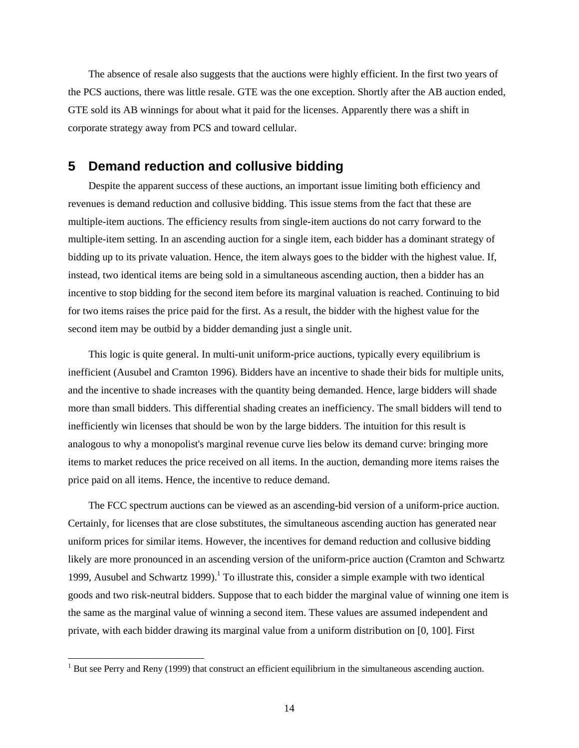The absence of resale also suggests that the auctions were highly efficient. In the first two years of the PCS auctions, there was little resale. GTE was the one exception. Shortly after the AB auction ended, GTE sold its AB winnings for about what it paid for the licenses. Apparently there was a shift in corporate strategy away from PCS and toward cellular.

## 5 Demand reduction and collusive bidding

Despite the apparent success of these auctions, an important issue limiting both efficiency and revenues is demand reduction and collusive bidding. This issue stems from the fact that these are multiple-item auctions. The efficiency results from single-item auctions do not carry forward to the multiple-item setting. In an ascending auction for a single item, each bidder has a dominant strategy of bidding up to its private valuation. Hence, the item always goes to the bidder with the highest value. If, instead, two identical items are being sold in a simultaneous ascending auction, then a bidder has an incentive to stop bidding for the second item before its marginal valuation is reached. Continuing to bid for two items raises the price paid for the first. As a result, the bidder with the highest value for the second item may be outbid by a bidder demanding just a single unit.

This logic is quite general. In multi-unit uniform-price auctions, typically every equilibrium is inefficient (Ausubel and Cramton 1996). Bidders have an incentive to shade their bids for multiple units, and the incentive to shade increases with the quantity being demanded. Hence, large bidders will shade more than small bidders. This differential shading creates an inefficiency. The small bidders will tend to inefficiently win licenses that should be won by the large bidders. The intuition for this result is analogous to why a monopolist's marginal revenue curve lies below its demand curve: bringing more items to market reduces the price received on all items. In the auction, demanding more items raises the price paid on all items. Hence, the incentive to reduce demand.

The FCC spectrum auctions can be viewed as an ascending-bid version of a uniform-price auction. Certainly, for licenses that are close substitutes, the simultaneous ascending auction has generated near uniform prices for similar items. However, the incentives for demand reduction and collusive bidding likely are more pronounced in an ascending version of the uniform-price auction (Cramton and Schwartz 1999, Ausubel and Schwartz 1999).[1] To illustrate this, consider a simple example with two identical goods and two risk-neutral bidders. Suppose that to each bidder the marginal value of winning one item is the same as the marginal value of winning a second item. These values are assumed independent and private, with each bidder drawing its marginal value from a uniform distribution on [0, 100]. First

[1] But see Perry and Reny (1999) that construct an efficient equilibrium in the simultaneous ascending auction.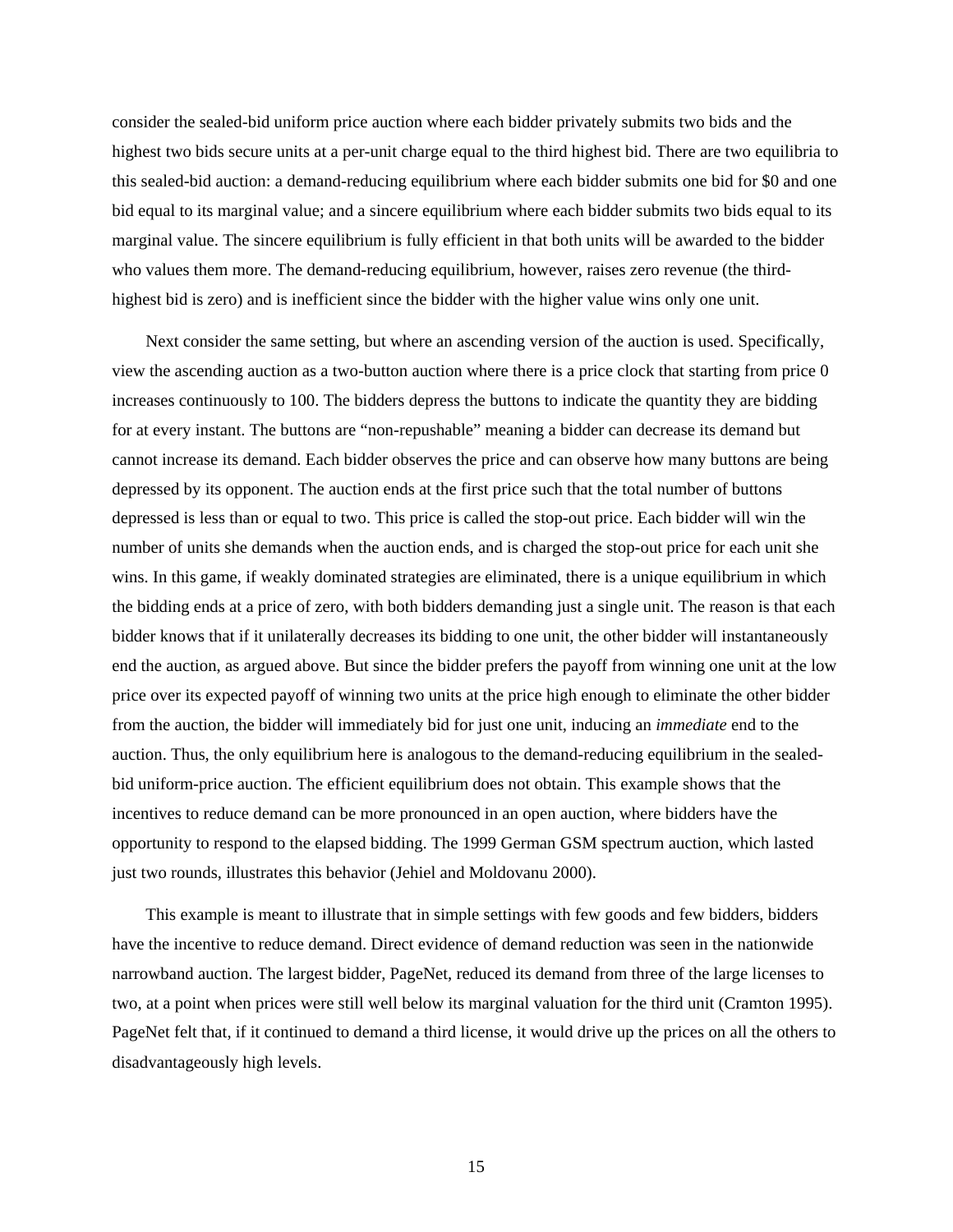consider the sealed-bid uniform price auction where each bidder privately submits two bids and the highest two bids secure units at a per-unit charge equal to the third highest bid. There are two equilibria to this sealed-bid auction: a demand-reducing equilibrium where each bidder submits one bid for $0 and one bid equal to its marginal value; and a sincere equilibrium where each bidder submits two bids equal to its marginal value. The sincere equilibrium is fully efficient in that both units will be awarded to the bidder who values them more. The demand-reducing equilibrium, however, raises zero revenue (the third-highest bid is zero) and is inefficient since the bidder with the higher value wins only one unit.

Next consider the same setting, but where an ascending version of the auction is used. Specifically, view the ascending auction as a two-button auction where there is a price clock that starting from price 0 increases continuously to 100. The bidders depress the buttons to indicate the quantity they are bidding for at every instant. The buttons are "non-repushable" meaning a bidder can decrease its demand but cannot increase its demand. Each bidder observes the price and can observe how many buttons are being depressed by its opponent. The auction ends at the first price such that the total number of buttons depressed is less than or equal to two. This price is called the stop-out price. Each bidder will win the number of units she demands when the auction ends, and is charged the stop-out price for each unit she wins. In this game, if weakly dominated strategies are eliminated, there is a unique equilibrium in which the bidding ends at a price of zero, with both bidders demanding just a single unit. The reason is that each bidder knows that if it unilaterally decreases its bidding to one unit, the other bidder will instantaneously end the auction, as argued above. But since the bidder prefers the payoff from winning one unit at the low price over its expected payoff of winning two units at the price high enough to eliminate the other bidder from the auction, the bidder will immediately bid for just one unit, inducing an *immediate* end to the auction. Thus, the only equilibrium here is analogous to the demand-reducing equilibrium in the sealed-bid uniform-price auction. The efficient equilibrium does not obtain. This example shows that the incentives to reduce demand can be more pronounced in an open auction, where bidders have the opportunity to respond to the elapsed bidding. The 1999 German GSM spectrum auction, which lasted just two rounds, illustrates this behavior (Jehiel and Moldovanu 2000).

This example is meant to illustrate that in simple settings with few goods and few bidders, bidders have the incentive to reduce demand. Direct evidence of demand reduction was seen in the nationwide narrowband auction. The largest bidder, PageNet, reduced its demand from three of the large licenses to two, at a point when prices were still well below its marginal valuation for the third unit (Cramton 1995). PageNet felt that, if it continued to demand a third license, it would drive up the prices on all the others to disadvantageously high levels.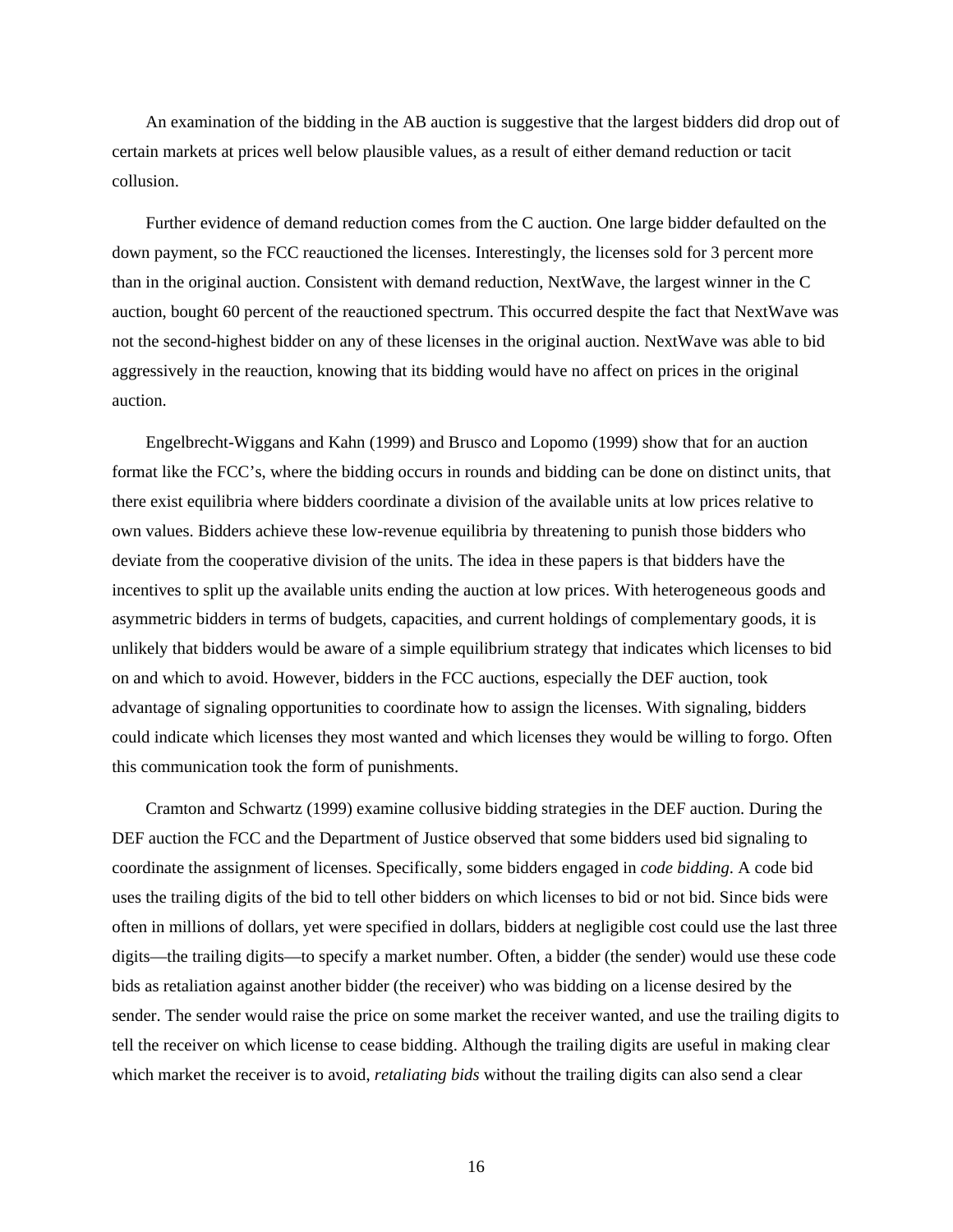An examination of the bidding in the AB auction is suggestive that the largest bidders did drop out of certain markets at prices well below plausible values, as a result of either demand reduction or tacit collusion.

Further evidence of demand reduction comes from the C auction. One large bidder defaulted on the down payment, so the FCC reauctioned the licenses. Interestingly, the licenses sold for 3 percent more than in the original auction. Consistent with demand reduction, NextWave, the largest winner in the C auction, bought 60 percent of the reauctioned spectrum. This occurred despite the fact that NextWave was not the second-highest bidder on any of these licenses in the original auction. NextWave was able to bid aggressively in the reauction, knowing that its bidding would have no affect on prices in the original auction.

Engelbrecht-Wiggans and Kahn (1999) and Brusco and Lopomo (1999) show that for an auction format like the FCC's, where the bidding occurs in rounds and bidding can be done on distinct units, that there exist equilibria where bidders coordinate a division of the available units at low prices relative to own values. Bidders achieve these low-revenue equilibria by threatening to punish those bidders who deviate from the cooperative division of the units. The idea in these papers is that bidders have the incentives to split up the available units ending the auction at low prices. With heterogeneous goods and asymmetric bidders in terms of budgets, capacities, and current holdings of complementary goods, it is unlikely that bidders would be aware of a simple equilibrium strategy that indicates which licenses to bid on and which to avoid. However, bidders in the FCC auctions, especially the DEF auction, took advantage of signaling opportunities to coordinate how to assign the licenses. With signaling, bidders could indicate which licenses they most wanted and which licenses they would be willing to forgo. Often this communication took the form of punishments.

Cramton and Schwartz (1999) examine collusive bidding strategies in the DEF auction. During the DEF auction the FCC and the Department of Justice observed that some bidders used bid signaling to coordinate the assignment of licenses. Specifically, some bidders engaged in *code bidding*. A code bid uses the trailing digits of the bid to tell other bidders on which licenses to bid or not bid. Since bids were often in millions of dollars, yet were specified in dollars, bidders at negligible cost could use the last three digits—the trailing digits—to specify a market number. Often, a bidder (the sender) would use these code bids as retaliation against another bidder (the receiver) who was bidding on a license desired by the sender. The sender would raise the price on some market the receiver wanted, and use the trailing digits to tell the receiver on which license to cease bidding. Although the trailing digits are useful in making clear which market the receiver is to avoid, *retaliating bids* without the trailing digits can also send a clear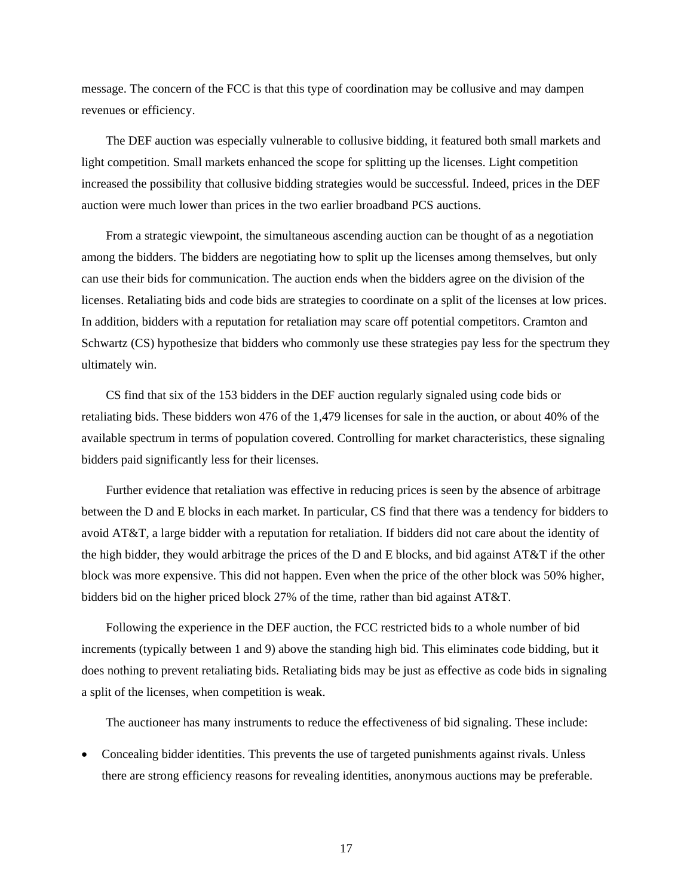message. The concern of the FCC is that this type of coordination may be collusive and may dampen revenues or efficiency.

The DEF auction was especially vulnerable to collusive bidding, it featured both small markets and light competition. Small markets enhanced the scope for splitting up the licenses. Light competition increased the possibility that collusive bidding strategies would be successful. Indeed, prices in the DEF auction were much lower than prices in the two earlier broadband PCS auctions.

From a strategic viewpoint, the simultaneous ascending auction can be thought of as a negotiation among the bidders. The bidders are negotiating how to split up the licenses among themselves, but only can use their bids for communication. The auction ends when the bidders agree on the division of the licenses. Retaliating bids and code bids are strategies to coordinate on a split of the licenses at low prices. In addition, bidders with a reputation for retaliation may scare off potential competitors. Cramton and Schwartz (CS) hypothesize that bidders who commonly use these strategies pay less for the spectrum they ultimately win.

CS find that six of the 153 bidders in the DEF auction regularly signaled using code bids or retaliating bids. These bidders won 476 of the 1,479 licenses for sale in the auction, or about 40% of the available spectrum in terms of population covered. Controlling for market characteristics, these signaling bidders paid significantly less for their licenses.

Further evidence that retaliation was effective in reducing prices is seen by the absence of arbitrage between the D and E blocks in each market. In particular, CS find that there was a tendency for bidders to avoid AT&T, a large bidder with a reputation for retaliation. If bidders did not care about the identity of the high bidder, they would arbitrage the prices of the D and E blocks, and bid against AT&T if the other block was more expensive. This did not happen. Even when the price of the other block was 50% higher, bidders bid on the higher priced block 27% of the time, rather than bid against AT&T.

Following the experience in the DEF auction, the FCC restricted bids to a whole number of bid increments (typically between 1 and 9) above the standing high bid. This eliminates code bidding, but it does nothing to prevent retaliating bids. Retaliating bids may be just as effective as code bids in signaling a split of the licenses, when competition is weak.

The auctioneer has many instruments to reduce the effectiveness of bid signaling. These include:

- Concealing bidder identities. This prevents the use of targeted punishments against rivals. Unless there are strong efficiency reasons for revealing identities, anonymous auctions may be preferable.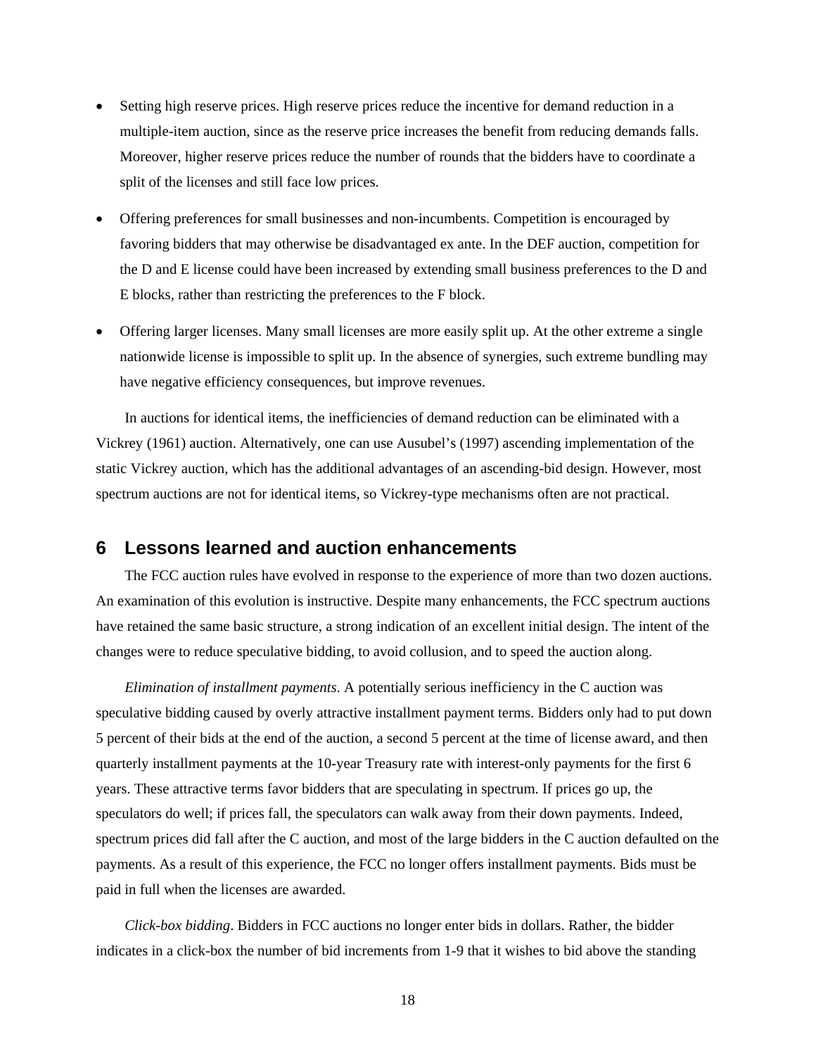- Setting high reserve prices. High reserve prices reduce the incentive for demand reduction in a multiple-item auction, since as the reserve price increases the benefit from reducing demands falls. Moreover, higher reserve prices reduce the number of rounds that the bidders have to coordinate a split of the licenses and still face low prices.
- Offering preferences for small businesses and non-incumbents. Competition is encouraged by favoring bidders that may otherwise be disadvantaged ex ante. In the DEF auction, competition for the D and E license could have been increased by extending small business preferences to the D and E blocks, rather than restricting the preferences to the F block.
- Offering larger licenses. Many small licenses are more easily split up. At the other extreme a single nationwide license is impossible to split up. In the absence of synergies, such extreme bundling may have negative efficiency consequences, but improve revenues.

In auctions for identical items, the inefficiencies of demand reduction can be eliminated with a Vickrey (1961) auction. Alternatively, one can use Ausubel's (1997) ascending implementation of the static Vickrey auction, which has the additional advantages of an ascending-bid design. However, most spectrum auctions are not for identical items, so Vickrey-type mechanisms often are not practical.

## 6 Lessons learned and auction enhancements

The FCC auction rules have evolved in response to the experience of more than two dozen auctions. An examination of this evolution is instructive. Despite many enhancements, the FCC spectrum auctions have retained the same basic structure, a strong indication of an excellent initial design. The intent of the changes were to reduce speculative bidding, to avoid collusion, and to speed the auction along.

*Elimination of installment payments*. A potentially serious inefficiency in the C auction was speculative bidding caused by overly attractive installment payment terms. Bidders only had to put down 5 percent of their bids at the end of the auction, a second 5 percent at the time of license award, and then quarterly installment payments at the 10-year Treasury rate with interest-only payments for the first 6 years. These attractive terms favor bidders that are speculating in spectrum. If prices go up, the speculators do well; if prices fall, the speculators can walk away from their down payments. Indeed, spectrum prices did fall after the C auction, and most of the large bidders in the C auction defaulted on the payments. As a result of this experience, the FCC no longer offers installment payments. Bids must be paid in full when the licenses are awarded.

*Click-box bidding*. Bidders in FCC auctions no longer enter bids in dollars. Rather, the bidder indicates in a click-box the number of bid increments from 1-9 that it wishes to bid above the standing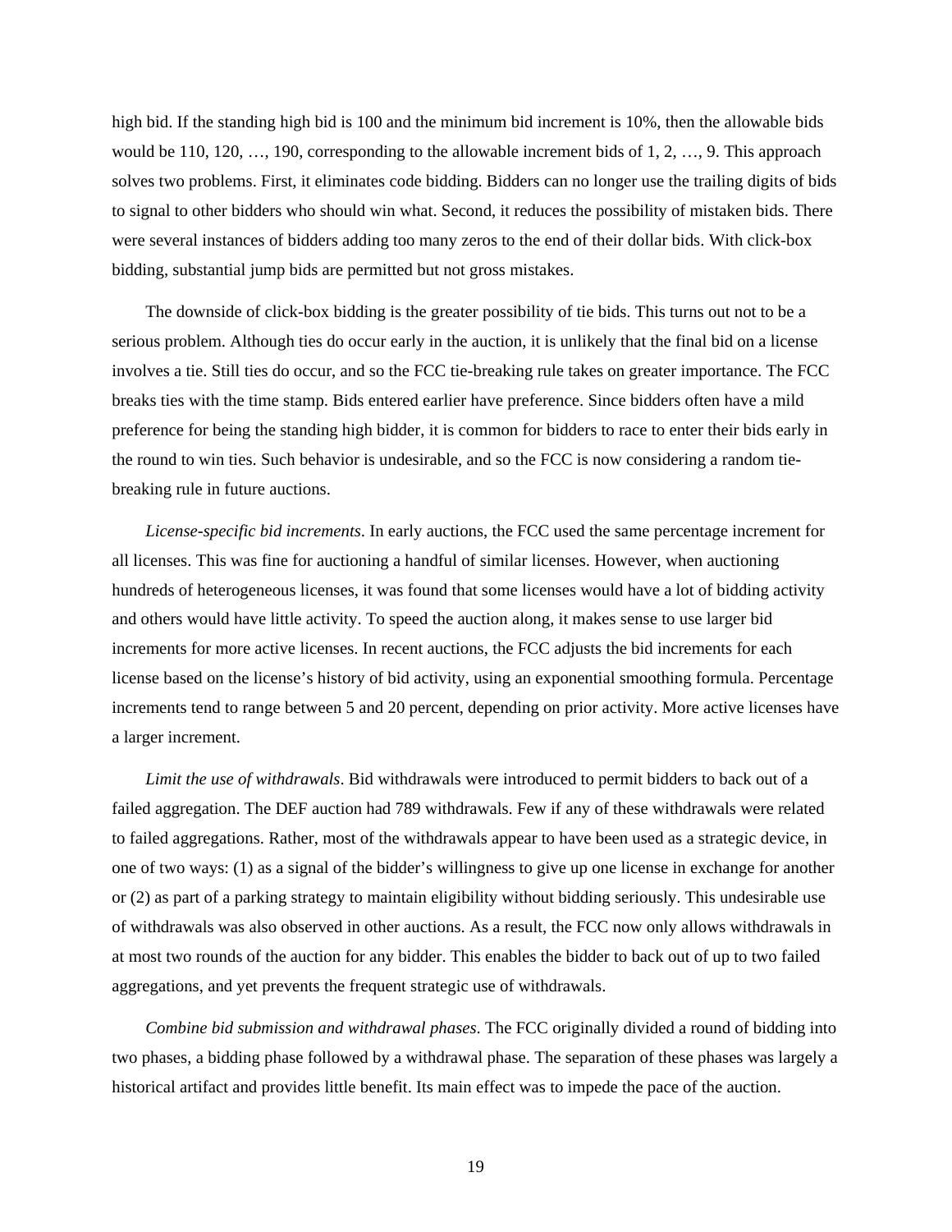high bid. If the standing high bid is 100 and the minimum bid increment is 10%, then the allowable bids would be 110, 120, …, 190, corresponding to the allowable increment bids of 1, 2, …, 9. This approach solves two problems. First, it eliminates code bidding. Bidders can no longer use the trailing digits of bids to signal to other bidders who should win what. Second, it reduces the possibility of mistaken bids. There were several instances of bidders adding too many zeros to the end of their dollar bids. With click-box bidding, substantial jump bids are permitted but not gross mistakes.

The downside of click-box bidding is the greater possibility of tie bids. This turns out not to be a serious problem. Although ties do occur early in the auction, it is unlikely that the final bid on a license involves a tie. Still ties do occur, and so the FCC tie-breaking rule takes on greater importance. The FCC breaks ties with the time stamp. Bids entered earlier have preference. Since bidders often have a mild preference for being the standing high bidder, it is common for bidders to race to enter their bids early in the round to win ties. Such behavior is undesirable, and so the FCC is now considering a random tie-breaking rule in future auctions.

*License-specific bid increments*. In early auctions, the FCC used the same percentage increment for all licenses. This was fine for auctioning a handful of similar licenses. However, when auctioning hundreds of heterogeneous licenses, it was found that some licenses would have a lot of bidding activity and others would have little activity. To speed the auction along, it makes sense to use larger bid increments for more active licenses. In recent auctions, the FCC adjusts the bid increments for each license based on the license's history of bid activity, using an exponential smoothing formula. Percentage increments tend to range between 5 and 20 percent, depending on prior activity. More active licenses have a larger increment.

*Limit the use of withdrawals*. Bid withdrawals were introduced to permit bidders to back out of a failed aggregation. The DEF auction had 789 withdrawals. Few if any of these withdrawals were related to failed aggregations. Rather, most of the withdrawals appear to have been used as a strategic device, in one of two ways: (1) as a signal of the bidder's willingness to give up one license in exchange for another or (2) as part of a parking strategy to maintain eligibility without bidding seriously. This undesirable use of withdrawals was also observed in other auctions. As a result, the FCC now only allows withdrawals in at most two rounds of the auction for any bidder. This enables the bidder to back out of up to two failed aggregations, and yet prevents the frequent strategic use of withdrawals.

*Combine bid submission and withdrawal phases*. The FCC originally divided a round of bidding into two phases, a bidding phase followed by a withdrawal phase. The separation of these phases was largely a historical artifact and provides little benefit. Its main effect was to impede the pace of the auction.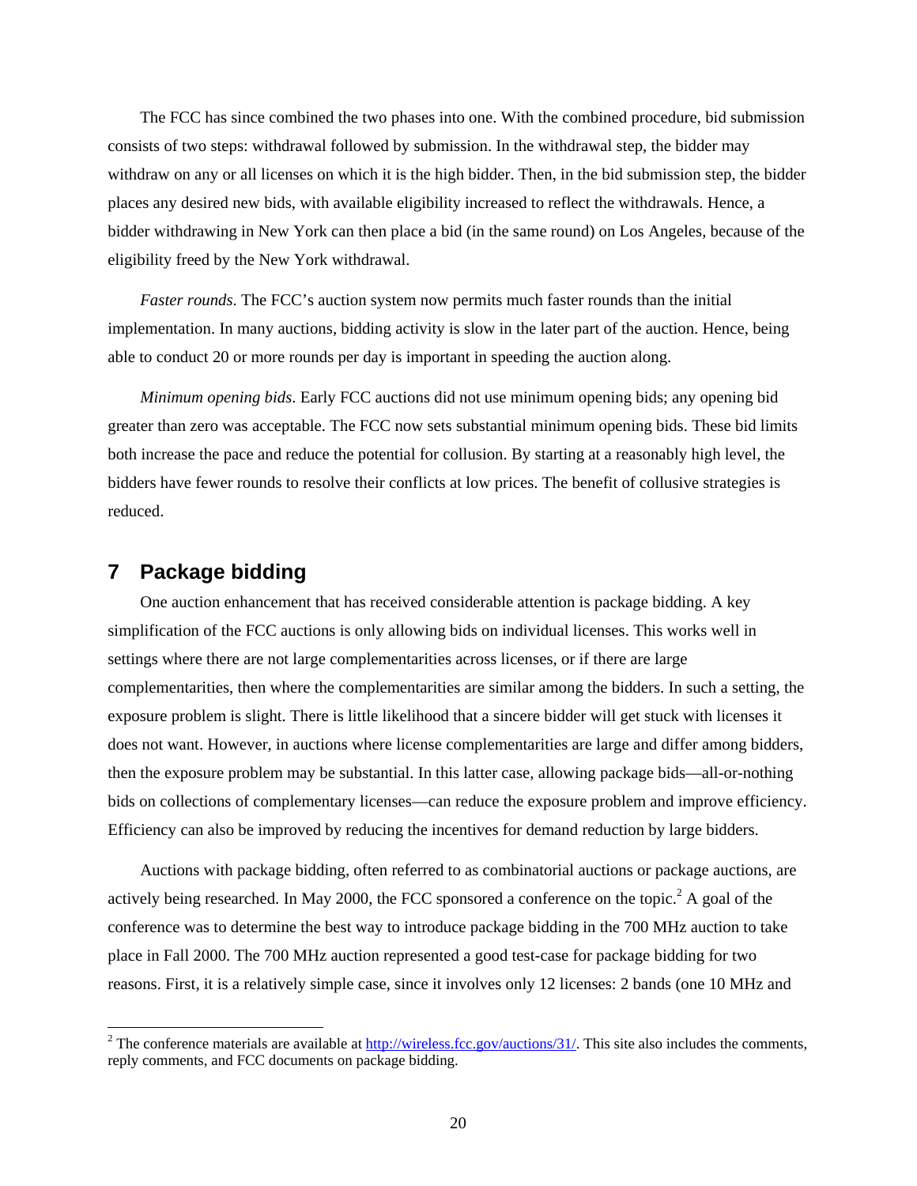The FCC has since combined the two phases into one. With the combined procedure, bid submission consists of two steps: withdrawal followed by submission. In the withdrawal step, the bidder may withdraw on any or all licenses on which it is the high bidder. Then, in the bid submission step, the bidder places any desired new bids, with available eligibility increased to reflect the withdrawals. Hence, a bidder withdrawing in New York can then place a bid (in the same round) on Los Angeles, because of the eligibility freed by the New York withdrawal.

*Faster rounds*. The FCC's auction system now permits much faster rounds than the initial implementation. In many auctions, bidding activity is slow in the later part of the auction. Hence, being able to conduct 20 or more rounds per day is important in speeding the auction along.

*Minimum opening bids*. Early FCC auctions did not use minimum opening bids; any opening bid greater than zero was acceptable. The FCC now sets substantial minimum opening bids. These bid limits both increase the pace and reduce the potential for collusion. By starting at a reasonably high level, the bidders have fewer rounds to resolve their conflicts at low prices. The benefit of collusive strategies is reduced.

## 7 Package bidding

One auction enhancement that has received considerable attention is package bidding. A key simplification of the FCC auctions is only allowing bids on individual licenses. This works well in settings where there are not large complementarities across licenses, or if there are large complementarities, then where the complementarities are similar among the bidders. In such a setting, the exposure problem is slight. There is little likelihood that a sincere bidder will get stuck with licenses it does not want. However, in auctions where license complementarities are large and differ among bidders, then the exposure problem may be substantial. In this latter case, allowing package bids—all-or-nothing bids on collections of complementary licenses—can reduce the exposure problem and improve efficiency. Efficiency can also be improved by reducing the incentives for demand reduction by large bidders.

Auctions with package bidding, often referred to as combinatorial auctions or package auctions, are actively being researched. In May 2000, the FCC sponsored a conference on the topic.[2] A goal of the conference was to determine the best way to introduce package bidding in the 700 MHz auction to take place in Fall 2000. The 700 MHz auction represented a good test-case for package bidding for two reasons. First, it is a relatively simple case, since it involves only 12 licenses: 2 bands (one 10 MHz and

[2] The conference materials are available at http://wireless.fcc.gov/auctions/31/. This site also includes the comments, reply comments, and FCC documents on package bidding.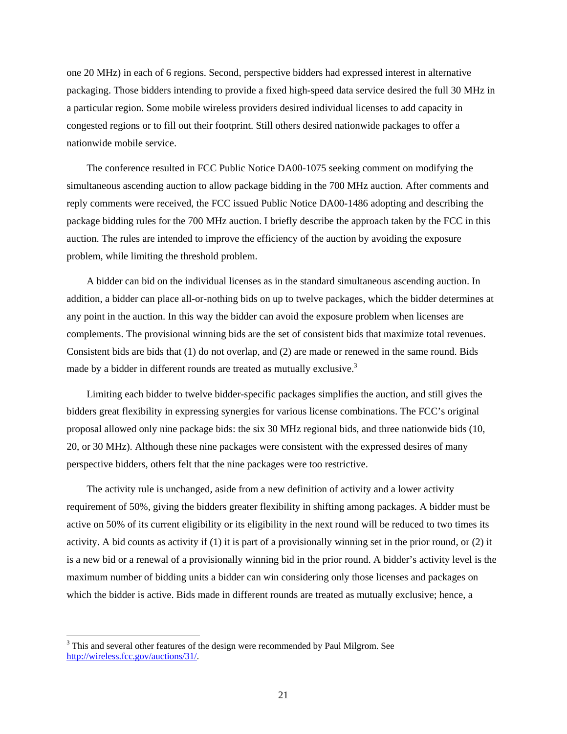one 20 MHz) in each of 6 regions. Second, perspective bidders had expressed interest in alternative packaging. Those bidders intending to provide a fixed high-speed data service desired the full 30 MHz in a particular region. Some mobile wireless providers desired individual licenses to add capacity in congested regions or to fill out their footprint. Still others desired nationwide packages to offer a nationwide mobile service.

The conference resulted in FCC Public Notice DA00-1075 seeking comment on modifying the simultaneous ascending auction to allow package bidding in the 700 MHz auction. After comments and reply comments were received, the FCC issued Public Notice DA00-1486 adopting and describing the package bidding rules for the 700 MHz auction. I briefly describe the approach taken by the FCC in this auction. The rules are intended to improve the efficiency of the auction by avoiding the exposure problem, while limiting the threshold problem.

A bidder can bid on the individual licenses as in the standard simultaneous ascending auction. In addition, a bidder can place all-or-nothing bids on up to twelve packages, which the bidder determines at any point in the auction. In this way the bidder can avoid the exposure problem when licenses are complements. The provisional winning bids are the set of consistent bids that maximize total revenues. Consistent bids are bids that (1) do not overlap, and (2) are made or renewed in the same round. Bids made by a bidder in different rounds are treated as mutually exclusive.[3]

Limiting each bidder to twelve bidder-specific packages simplifies the auction, and still gives the bidders great flexibility in expressing synergies for various license combinations. The FCC's original proposal allowed only nine package bids: the six 30 MHz regional bids, and three nationwide bids (10, 20, or 30 MHz). Although these nine packages were consistent with the expressed desires of many perspective bidders, others felt that the nine packages were too restrictive.

The activity rule is unchanged, aside from a new definition of activity and a lower activity requirement of 50%, giving the bidders greater flexibility in shifting among packages. A bidder must be active on 50% of its current eligibility or its eligibility in the next round will be reduced to two times its activity. A bid counts as activity if (1) it is part of a provisionally winning set in the prior round, or (2) it is a new bid or a renewal of a provisionally winning bid in the prior round. A bidder's activity level is the maximum number of bidding units a bidder can win considering only those licenses and packages on which the bidder is active. Bids made in different rounds are treated as mutually exclusive; hence, a

[3] This and several other features of the design were recommended by Paul Milgrom. See http://wireless.fcc.gov/auctions/31/.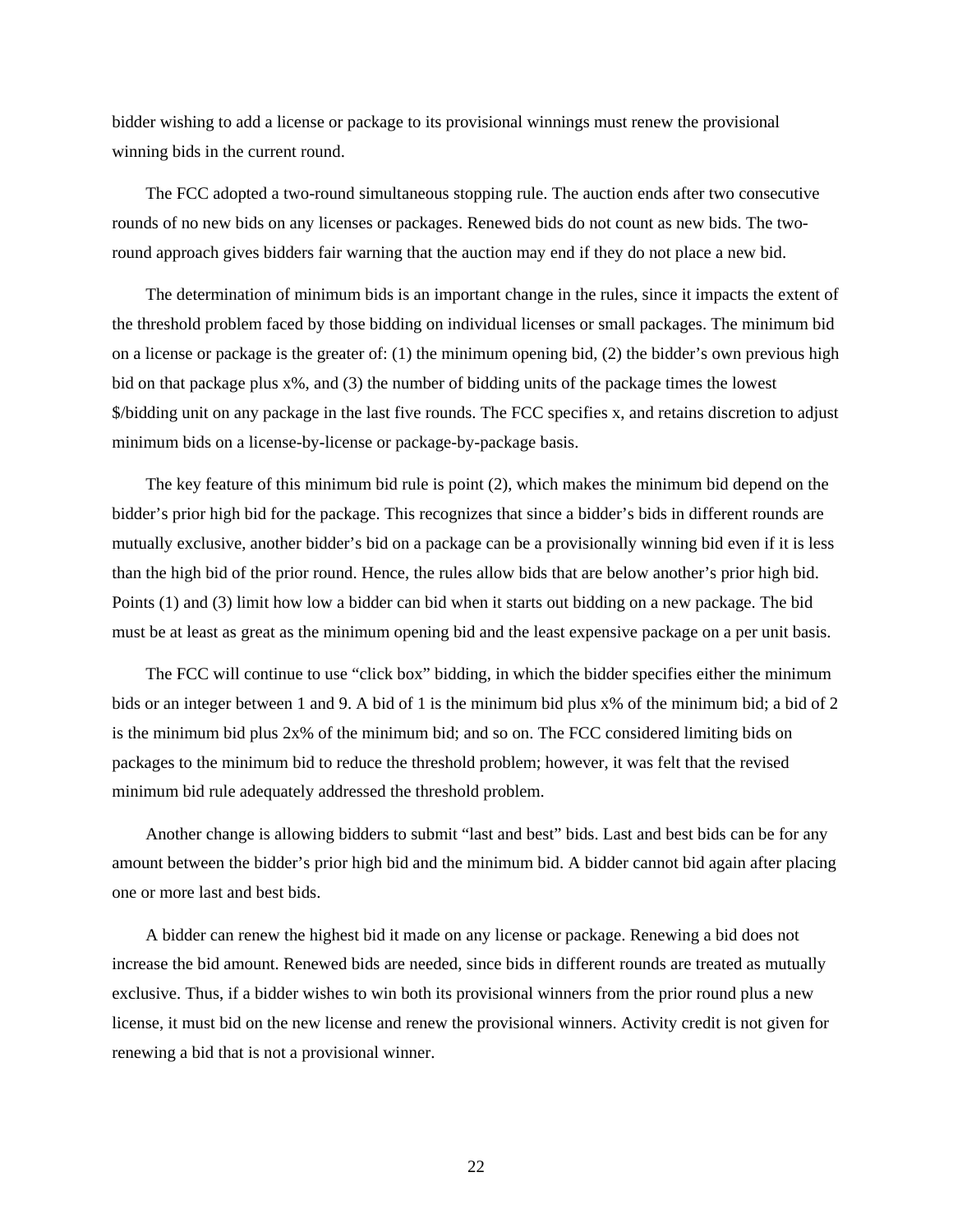bidder wishing to add a license or package to its provisional winnings must renew the provisional winning bids in the current round.

The FCC adopted a two-round simultaneous stopping rule. The auction ends after two consecutive rounds of no new bids on any licenses or packages. Renewed bids do not count as new bids. The two-round approach gives bidders fair warning that the auction may end if they do not place a new bid.

The determination of minimum bids is an important change in the rules, since it impacts the extent of the threshold problem faced by those bidding on individual licenses or small packages. The minimum bid on a license or package is the greater of: (1) the minimum opening bid, (2) the bidder's own previous high bid on that package plus x%, and (3) the number of bidding units of the package times the lowest $/bidding unit on any package in the last five rounds. The FCC specifies x, and retains discretion to adjust minimum bids on a license-by-license or package-by-package basis.

The key feature of this minimum bid rule is point (2), which makes the minimum bid depend on the bidder's prior high bid for the package. This recognizes that since a bidder's bids in different rounds are mutually exclusive, another bidder's bid on a package can be a provisionally winning bid even if it is less than the high bid of the prior round. Hence, the rules allow bids that are below another's prior high bid. Points (1) and (3) limit how low a bidder can bid when it starts out bidding on a new package. The bid must be at least as great as the minimum opening bid and the least expensive package on a per unit basis.

The FCC will continue to use "click box" bidding, in which the bidder specifies either the minimum bids or an integer between 1 and 9. A bid of 1 is the minimum bid plus x% of the minimum bid; a bid of 2 is the minimum bid plus 2x% of the minimum bid; and so on. The FCC considered limiting bids on packages to the minimum bid to reduce the threshold problem; however, it was felt that the revised minimum bid rule adequately addressed the threshold problem.

Another change is allowing bidders to submit "last and best" bids. Last and best bids can be for any amount between the bidder's prior high bid and the minimum bid. A bidder cannot bid again after placing one or more last and best bids.

A bidder can renew the highest bid it made on any license or package. Renewing a bid does not increase the bid amount. Renewed bids are needed, since bids in different rounds are treated as mutually exclusive. Thus, if a bidder wishes to win both its provisional winners from the prior round plus a new license, it must bid on the new license and renew the provisional winners. Activity credit is not given for renewing a bid that is not a provisional winner.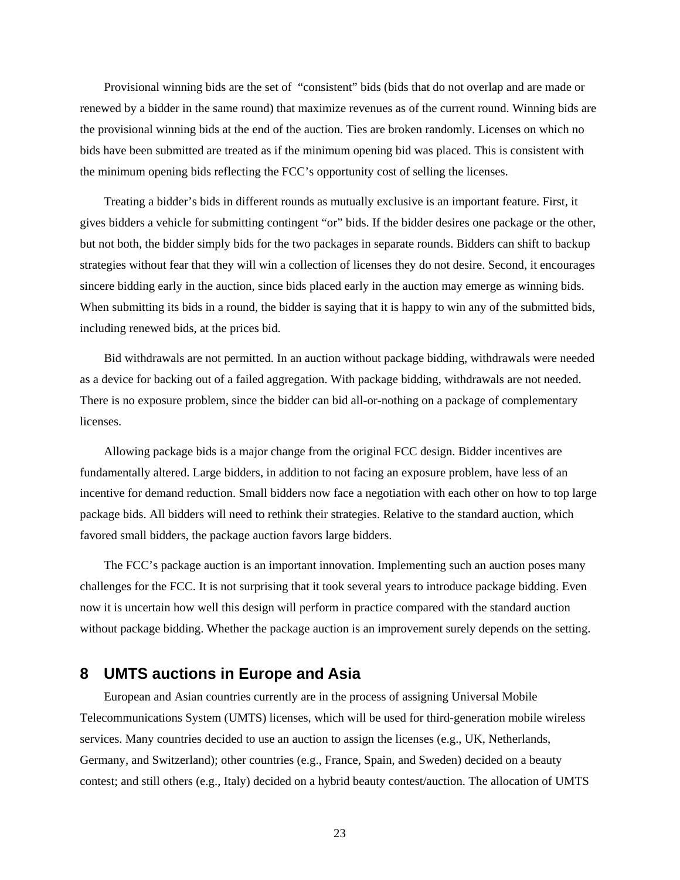Provisional winning bids are the set of "consistent" bids (bids that do not overlap and are made or renewed by a bidder in the same round) that maximize revenues as of the current round. Winning bids are the provisional winning bids at the end of the auction. Ties are broken randomly. Licenses on which no bids have been submitted are treated as if the minimum opening bid was placed. This is consistent with the minimum opening bids reflecting the FCC's opportunity cost of selling the licenses.

Treating a bidder's bids in different rounds as mutually exclusive is an important feature. First, it gives bidders a vehicle for submitting contingent "or" bids. If the bidder desires one package or the other, but not both, the bidder simply bids for the two packages in separate rounds. Bidders can shift to backup strategies without fear that they will win a collection of licenses they do not desire. Second, it encourages sincere bidding early in the auction, since bids placed early in the auction may emerge as winning bids. When submitting its bids in a round, the bidder is saying that it is happy to win any of the submitted bids, including renewed bids, at the prices bid.

Bid withdrawals are not permitted. In an auction without package bidding, withdrawals were needed as a device for backing out of a failed aggregation. With package bidding, withdrawals are not needed. There is no exposure problem, since the bidder can bid all-or-nothing on a package of complementary licenses.

Allowing package bids is a major change from the original FCC design. Bidder incentives are fundamentally altered. Large bidders, in addition to not facing an exposure problem, have less of an incentive for demand reduction. Small bidders now face a negotiation with each other on how to top large package bids. All bidders will need to rethink their strategies. Relative to the standard auction, which favored small bidders, the package auction favors large bidders.

The FCC's package auction is an important innovation. Implementing such an auction poses many challenges for the FCC. It is not surprising that it took several years to introduce package bidding. Even now it is uncertain how well this design will perform in practice compared with the standard auction without package bidding. Whether the package auction is an improvement surely depends on the setting.

## 8 UMTS auctions in Europe and Asia

European and Asian countries currently are in the process of assigning Universal Mobile Telecommunications System (UMTS) licenses, which will be used for third-generation mobile wireless services. Many countries decided to use an auction to assign the licenses (e.g., UK, Netherlands, Germany, and Switzerland); other countries (e.g., France, Spain, and Sweden) decided on a beauty contest; and still others (e.g., Italy) decided on a hybrid beauty contest/auction. The allocation of UMTS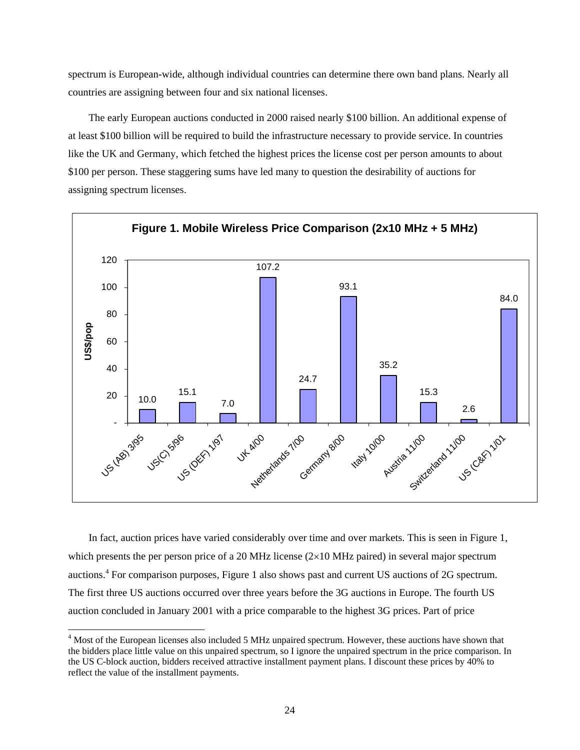spectrum is European-wide, although individual countries can determine there own band plans. Nearly all countries are assigning between four and six national licenses.

The early European auctions conducted in 2000 raised nearly $100 billion. An additional expense of at least $100 billion will be required to build the infrastructure necessary to provide service. In countries like the UK and Germany, which fetched the highest prices the license cost per person amounts to about $100 per person. These staggering sums have led many to question the desirability of auctions for assigning spectrum licenses.

**Figure 1. Mobile Wireless Price Comparison (2x10 MHz + 5 MHz)**

| Auction | US$/pop |
|---|---|
| US (AB) 3/95 | 10.0 |
| US(C) 5/96 | 15.1 |
| US (DEF) 1/97 | 7.0 |
| UK 4/00 | 107.2 |
| Netherlands 7/00 | 24.7 |
| Germany 8/00 | 93.1 |
| Italy 10/00 | 35.2 |
| Austria 11/00 | 15.3 |
| Switzerland 11/00 | 2.6 |
| US (C&F) 1/01 | 84.0 |

In fact, auction prices have varied considerably over time and over markets. This is seen in Figure 1, which presents the per person price of a 20 MHz license (2×10 MHz paired) in several major spectrum auctions.[4] For comparison purposes, Figure 1 also shows past and current US auctions of 2G spectrum. The first three US auctions occurred over three years before the 3G auctions in Europe. The fourth US auction concluded in January 2001 with a price comparable to the highest 3G prices. Part of price

[4] Most of the European licenses also included 5 MHz unpaired spectrum. However, these auctions have shown that the bidders place little value on this unpaired spectrum, so I ignore the unpaired spectrum in the price comparison. In the US C-block auction, bidders received attractive installment payment plans. I discount these prices by 40% to reflect the value of the installment payments.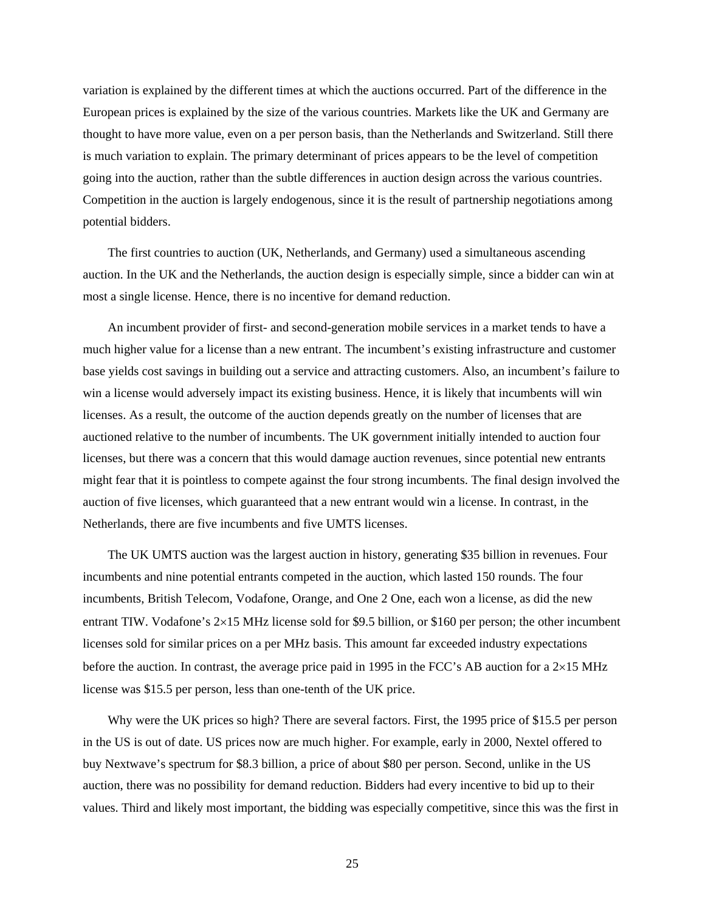variation is explained by the different times at which the auctions occurred. Part of the difference in the European prices is explained by the size of the various countries. Markets like the UK and Germany are thought to have more value, even on a per person basis, than the Netherlands and Switzerland. Still there is much variation to explain. The primary determinant of prices appears to be the level of competition going into the auction, rather than the subtle differences in auction design across the various countries. Competition in the auction is largely endogenous, since it is the result of partnership negotiations among potential bidders.

The first countries to auction (UK, Netherlands, and Germany) used a simultaneous ascending auction. In the UK and the Netherlands, the auction design is especially simple, since a bidder can win at most a single license. Hence, there is no incentive for demand reduction.

An incumbent provider of first- and second-generation mobile services in a market tends to have a much higher value for a license than a new entrant. The incumbent's existing infrastructure and customer base yields cost savings in building out a service and attracting customers. Also, an incumbent's failure to win a license would adversely impact its existing business. Hence, it is likely that incumbents will win licenses. As a result, the outcome of the auction depends greatly on the number of licenses that are auctioned relative to the number of incumbents. The UK government initially intended to auction four licenses, but there was a concern that this would damage auction revenues, since potential new entrants might fear that it is pointless to compete against the four strong incumbents. The final design involved the auction of five licenses, which guaranteed that a new entrant would win a license. In contrast, in the Netherlands, there are five incumbents and five UMTS licenses.

The UK UMTS auction was the largest auction in history, generating $35 billion in revenues. Four incumbents and nine potential entrants competed in the auction, which lasted 150 rounds. The four incumbents, British Telecom, Vodafone, Orange, and One 2 One, each won a license, as did the new entrant TIW. Vodafone's 2×15 MHz license sold for $9.5 billion, or $160 per person; the other incumbent licenses sold for similar prices on a per MHz basis. This amount far exceeded industry expectations before the auction. In contrast, the average price paid in 1995 in the FCC's AB auction for a 2×15 MHz license was $15.5 per person, less than one-tenth of the UK price.

Why were the UK prices so high? There are several factors. First, the 1995 price of $15.5 per person in the US is out of date. US prices now are much higher. For example, early in 2000, Nextel offered to buy Nextwave's spectrum for $8.3 billion, a price of about $80 per person. Second, unlike in the US auction, there was no possibility for demand reduction. Bidders had every incentive to bid up to their values. Third and likely most important, the bidding was especially competitive, since this was the first in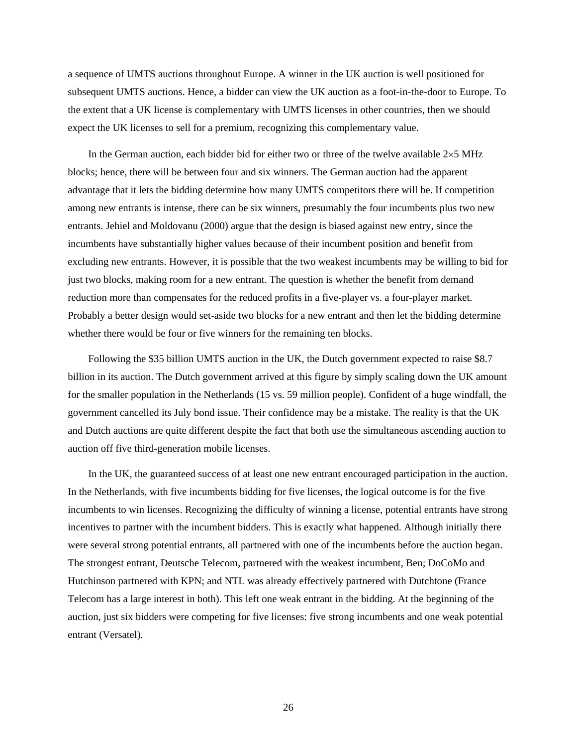a sequence of UMTS auctions throughout Europe. A winner in the UK auction is well positioned for subsequent UMTS auctions. Hence, a bidder can view the UK auction as a foot-in-the-door to Europe. To the extent that a UK license is complementary with UMTS licenses in other countries, then we should expect the UK licenses to sell for a premium, recognizing this complementary value.

In the German auction, each bidder bid for either two or three of the twelve available 2×5 MHz blocks; hence, there will be between four and six winners. The German auction had the apparent advantage that it lets the bidding determine how many UMTS competitors there will be. If competition among new entrants is intense, there can be six winners, presumably the four incumbents plus two new entrants. Jehiel and Moldovanu (2000) argue that the design is biased against new entry, since the incumbents have substantially higher values because of their incumbent position and benefit from excluding new entrants. However, it is possible that the two weakest incumbents may be willing to bid for just two blocks, making room for a new entrant. The question is whether the benefit from demand reduction more than compensates for the reduced profits in a five-player vs. a four-player market. Probably a better design would set-aside two blocks for a new entrant and then let the bidding determine whether there would be four or five winners for the remaining ten blocks.

Following the $35 billion UMTS auction in the UK, the Dutch government expected to raise $8.7 billion in its auction. The Dutch government arrived at this figure by simply scaling down the UK amount for the smaller population in the Netherlands (15 vs. 59 million people). Confident of a huge windfall, the government cancelled its July bond issue. Their confidence may be a mistake. The reality is that the UK and Dutch auctions are quite different despite the fact that both use the simultaneous ascending auction to auction off five third-generation mobile licenses.

In the UK, the guaranteed success of at least one new entrant encouraged participation in the auction. In the Netherlands, with five incumbents bidding for five licenses, the logical outcome is for the five incumbents to win licenses. Recognizing the difficulty of winning a license, potential entrants have strong incentives to partner with the incumbent bidders. This is exactly what happened. Although initially there were several strong potential entrants, all partnered with one of the incumbents before the auction began. The strongest entrant, Deutsche Telecom, partnered with the weakest incumbent, Ben; DoCoMo and Hutchinson partnered with KPN; and NTL was already effectively partnered with Dutchtone (France Telecom has a large interest in both). This left one weak entrant in the bidding. At the beginning of the auction, just six bidders were competing for five licenses: five strong incumbents and one weak potential entrant (Versatel).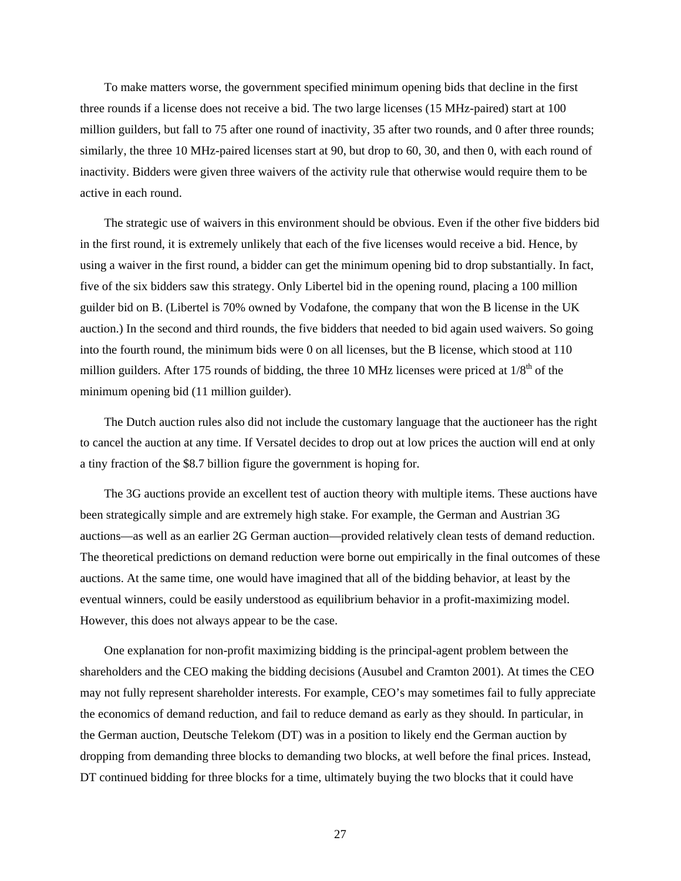To make matters worse, the government specified minimum opening bids that decline in the first three rounds if a license does not receive a bid. The two large licenses (15 MHz-paired) start at 100 million guilders, but fall to 75 after one round of inactivity, 35 after two rounds, and 0 after three rounds; similarly, the three 10 MHz-paired licenses start at 90, but drop to 60, 30, and then 0, with each round of inactivity. Bidders were given three waivers of the activity rule that otherwise would require them to be active in each round.

The strategic use of waivers in this environment should be obvious. Even if the other five bidders bid in the first round, it is extremely unlikely that each of the five licenses would receive a bid. Hence, by using a waiver in the first round, a bidder can get the minimum opening bid to drop substantially. In fact, five of the six bidders saw this strategy. Only Libertel bid in the opening round, placing a 100 million guilder bid on B. (Libertel is 70% owned by Vodafone, the company that won the B license in the UK auction.) In the second and third rounds, the five bidders that needed to bid again used waivers. So going into the fourth round, the minimum bids were 0 on all licenses, but the B license, which stood at 110 million guilders. After 175 rounds of bidding, the three 10 MHz licenses were priced at 1/8th of the minimum opening bid (11 million guilder).

The Dutch auction rules also did not include the customary language that the auctioneer has the right to cancel the auction at any time. If Versatel decides to drop out at low prices the auction will end at only a tiny fraction of the $8.7 billion figure the government is hoping for.

The 3G auctions provide an excellent test of auction theory with multiple items. These auctions have been strategically simple and are extremely high stake. For example, the German and Austrian 3G auctions—as well as an earlier 2G German auction—provided relatively clean tests of demand reduction. The theoretical predictions on demand reduction were borne out empirically in the final outcomes of these auctions. At the same time, one would have imagined that all of the bidding behavior, at least by the eventual winners, could be easily understood as equilibrium behavior in a profit-maximizing model. However, this does not always appear to be the case.

One explanation for non-profit maximizing bidding is the principal-agent problem between the shareholders and the CEO making the bidding decisions (Ausubel and Cramton 2001). At times the CEO may not fully represent shareholder interests. For example, CEO's may sometimes fail to fully appreciate the economics of demand reduction, and fail to reduce demand as early as they should. In particular, in the German auction, Deutsche Telekom (DT) was in a position to likely end the German auction by dropping from demanding three blocks to demanding two blocks, at well before the final prices. Instead, DT continued bidding for three blocks for a time, ultimately buying the two blocks that it could have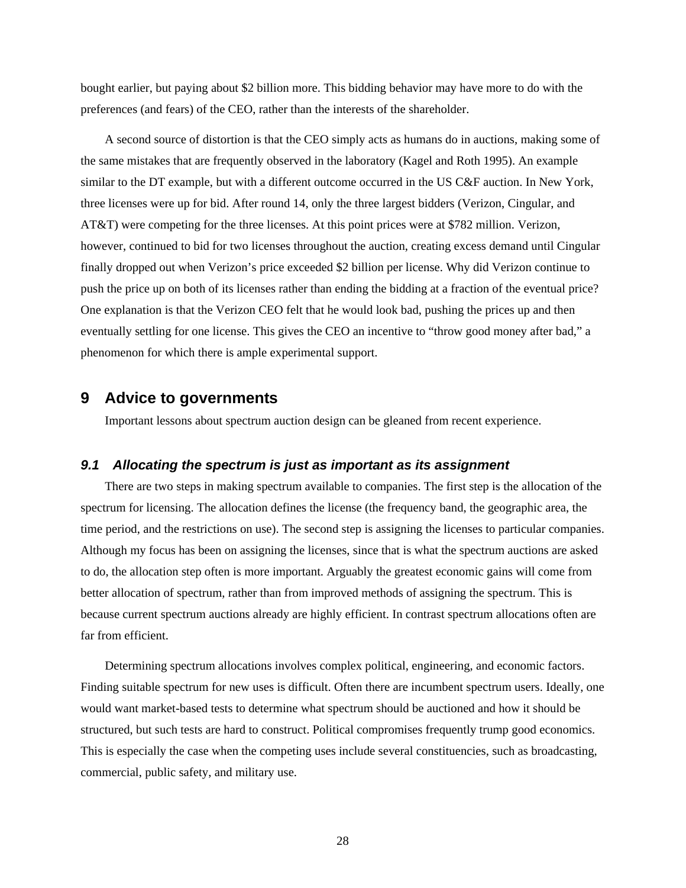bought earlier, but paying about $2 billion more. This bidding behavior may have more to do with the preferences (and fears) of the CEO, rather than the interests of the shareholder.

A second source of distortion is that the CEO simply acts as humans do in auctions, making some of the same mistakes that are frequently observed in the laboratory (Kagel and Roth 1995). An example similar to the DT example, but with a different outcome occurred in the US C&F auction. In New York, three licenses were up for bid. After round 14, only the three largest bidders (Verizon, Cingular, and AT&T) were competing for the three licenses. At this point prices were at $782 million. Verizon, however, continued to bid for two licenses throughout the auction, creating excess demand until Cingular finally dropped out when Verizon's price exceeded $2 billion per license. Why did Verizon continue to push the price up on both of its licenses rather than ending the bidding at a fraction of the eventual price? One explanation is that the Verizon CEO felt that he would look bad, pushing the prices up and then eventually settling for one license. This gives the CEO an incentive to "throw good money after bad," a phenomenon for which there is ample experimental support.

# 9 Advice to governments

Important lessons about spectrum auction design can be gleaned from recent experience.

## *9.1 Allocating the spectrum is just as important as its assignment*

There are two steps in making spectrum available to companies. The first step is the allocation of the spectrum for licensing. The allocation defines the license (the frequency band, the geographic area, the time period, and the restrictions on use). The second step is assigning the licenses to particular companies. Although my focus has been on assigning the licenses, since that is what the spectrum auctions are asked to do, the allocation step often is more important. Arguably the greatest economic gains will come from better allocation of spectrum, rather than from improved methods of assigning the spectrum. This is because current spectrum auctions already are highly efficient. In contrast spectrum allocations often are far from efficient.

Determining spectrum allocations involves complex political, engineering, and economic factors. Finding suitable spectrum for new uses is difficult. Often there are incumbent spectrum users. Ideally, one would want market-based tests to determine what spectrum should be auctioned and how it should be structured, but such tests are hard to construct. Political compromises frequently trump good economics. This is especially the case when the competing uses include several constituencies, such as broadcasting, commercial, public safety, and military use.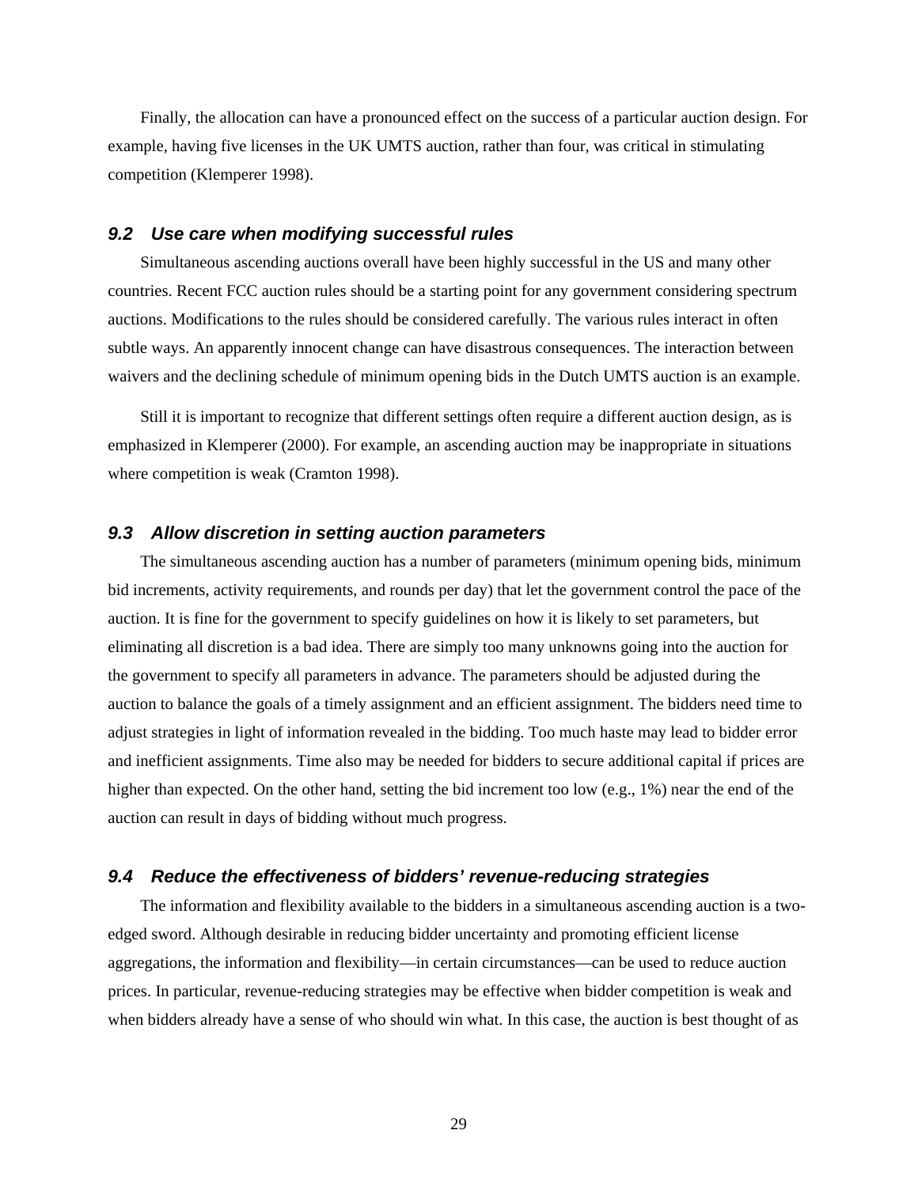Finally, the allocation can have a pronounced effect on the success of a particular auction design. For example, having five licenses in the UK UMTS auction, rather than four, was critical in stimulating competition (Klemperer 1998).

### *9.2 Use care when modifying successful rules*

Simultaneous ascending auctions overall have been highly successful in the US and many other countries. Recent FCC auction rules should be a starting point for any government considering spectrum auctions. Modifications to the rules should be considered carefully. The various rules interact in often subtle ways. An apparently innocent change can have disastrous consequences. The interaction between waivers and the declining schedule of minimum opening bids in the Dutch UMTS auction is an example.

Still it is important to recognize that different settings often require a different auction design, as is emphasized in Klemperer (2000). For example, an ascending auction may be inappropriate in situations where competition is weak (Cramton 1998).

### *9.3 Allow discretion in setting auction parameters*

The simultaneous ascending auction has a number of parameters (minimum opening bids, minimum bid increments, activity requirements, and rounds per day) that let the government control the pace of the auction. It is fine for the government to specify guidelines on how it is likely to set parameters, but eliminating all discretion is a bad idea. There are simply too many unknowns going into the auction for the government to specify all parameters in advance. The parameters should be adjusted during the auction to balance the goals of a timely assignment and an efficient assignment. The bidders need time to adjust strategies in light of information revealed in the bidding. Too much haste may lead to bidder error and inefficient assignments. Time also may be needed for bidders to secure additional capital if prices are higher than expected. On the other hand, setting the bid increment too low (e.g., 1%) near the end of the auction can result in days of bidding without much progress.

### *9.4 Reduce the effectiveness of bidders' revenue-reducing strategies*

The information and flexibility available to the bidders in a simultaneous ascending auction is a two-edged sword. Although desirable in reducing bidder uncertainty and promoting efficient license aggregations, the information and flexibility—in certain circumstances—can be used to reduce auction prices. In particular, revenue-reducing strategies may be effective when bidder competition is weak and when bidders already have a sense of who should win what. In this case, the auction is best thought of as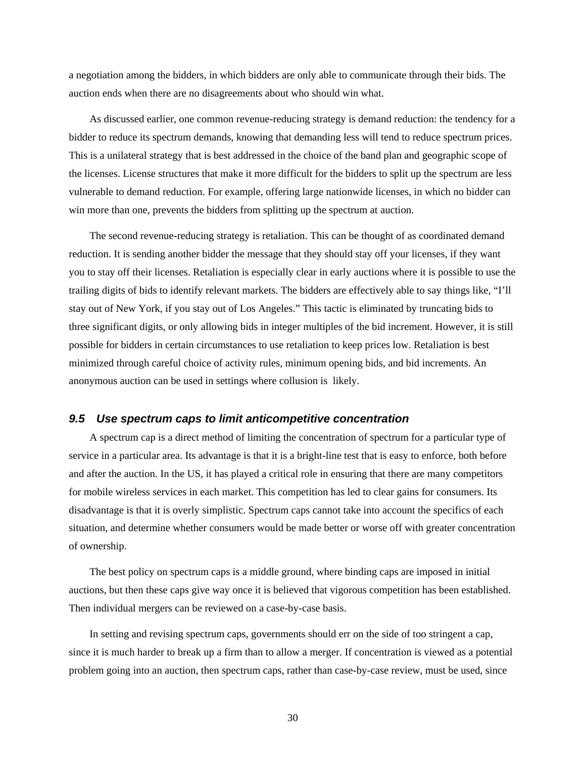a negotiation among the bidders, in which bidders are only able to communicate through their bids. The auction ends when there are no disagreements about who should win what.

As discussed earlier, one common revenue-reducing strategy is demand reduction: the tendency for a bidder to reduce its spectrum demands, knowing that demanding less will tend to reduce spectrum prices. This is a unilateral strategy that is best addressed in the choice of the band plan and geographic scope of the licenses. License structures that make it more difficult for the bidders to split up the spectrum are less vulnerable to demand reduction. For example, offering large nationwide licenses, in which no bidder can win more than one, prevents the bidders from splitting up the spectrum at auction.

The second revenue-reducing strategy is retaliation. This can be thought of as coordinated demand reduction. It is sending another bidder the message that they should stay off your licenses, if they want you to stay off their licenses. Retaliation is especially clear in early auctions where it is possible to use the trailing digits of bids to identify relevant markets. The bidders are effectively able to say things like, "I'll stay out of New York, if you stay out of Los Angeles." This tactic is eliminated by truncating bids to three significant digits, or only allowing bids in integer multiples of the bid increment. However, it is still possible for bidders in certain circumstances to use retaliation to keep prices low. Retaliation is best minimized through careful choice of activity rules, minimum opening bids, and bid increments. An anonymous auction can be used in settings where collusion is likely.

### *9.5 Use spectrum caps to limit anticompetitive concentration*

A spectrum cap is a direct method of limiting the concentration of spectrum for a particular type of service in a particular area. Its advantage is that it is a bright-line test that is easy to enforce, both before and after the auction. In the US, it has played a critical role in ensuring that there are many competitors for mobile wireless services in each market. This competition has led to clear gains for consumers. Its disadvantage is that it is overly simplistic. Spectrum caps cannot take into account the specifics of each situation, and determine whether consumers would be made better or worse off with greater concentration of ownership.

The best policy on spectrum caps is a middle ground, where binding caps are imposed in initial auctions, but then these caps give way once it is believed that vigorous competition has been established. Then individual mergers can be reviewed on a case-by-case basis.

In setting and revising spectrum caps, governments should err on the side of too stringent a cap, since it is much harder to break up a firm than to allow a merger. If concentration is viewed as a potential problem going into an auction, then spectrum caps, rather than case-by-case review, must be used, since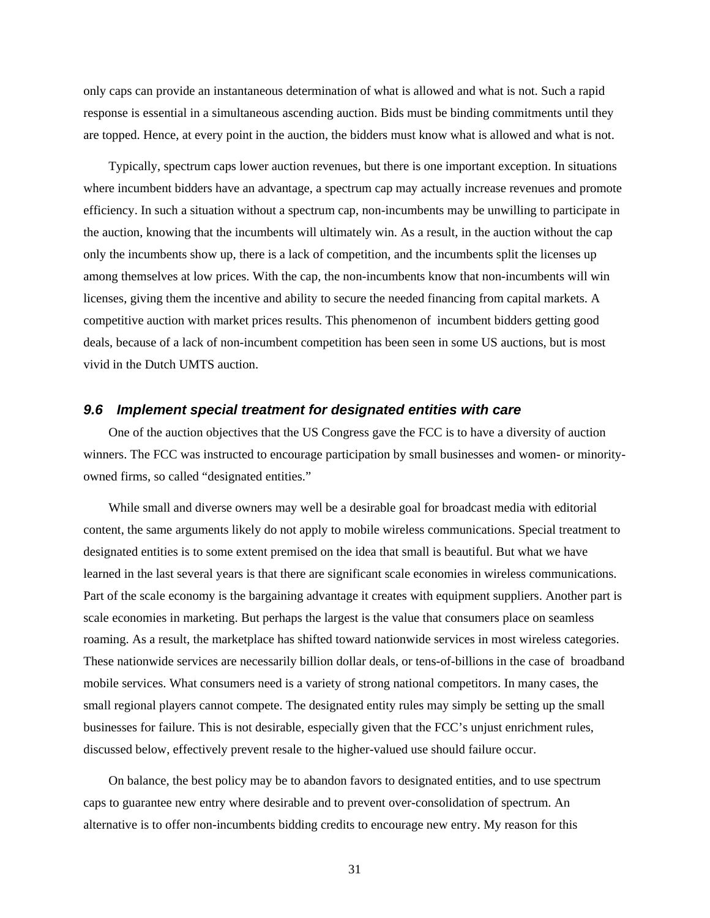only caps can provide an instantaneous determination of what is allowed and what is not. Such a rapid response is essential in a simultaneous ascending auction. Bids must be binding commitments until they are topped. Hence, at every point in the auction, the bidders must know what is allowed and what is not.

Typically, spectrum caps lower auction revenues, but there is one important exception. In situations where incumbent bidders have an advantage, a spectrum cap may actually increase revenues and promote efficiency. In such a situation without a spectrum cap, non-incumbents may be unwilling to participate in the auction, knowing that the incumbents will ultimately win. As a result, in the auction without the cap only the incumbents show up, there is a lack of competition, and the incumbents split the licenses up among themselves at low prices. With the cap, the non-incumbents know that non-incumbents will win licenses, giving them the incentive and ability to secure the needed financing from capital markets. A competitive auction with market prices results. This phenomenon of incumbent bidders getting good deals, because of a lack of non-incumbent competition has been seen in some US auctions, but is most vivid in the Dutch UMTS auction.

### *9.6 Implement special treatment for designated entities with care*

One of the auction objectives that the US Congress gave the FCC is to have a diversity of auction winners. The FCC was instructed to encourage participation by small businesses and women- or minority-owned firms, so called "designated entities."

While small and diverse owners may well be a desirable goal for broadcast media with editorial content, the same arguments likely do not apply to mobile wireless communications. Special treatment to designated entities is to some extent premised on the idea that small is beautiful. But what we have learned in the last several years is that there are significant scale economies in wireless communications. Part of the scale economy is the bargaining advantage it creates with equipment suppliers. Another part is scale economies in marketing. But perhaps the largest is the value that consumers place on seamless roaming. As a result, the marketplace has shifted toward nationwide services in most wireless categories. These nationwide services are necessarily billion dollar deals, or tens-of-billions in the case of broadband mobile services. What consumers need is a variety of strong national competitors. In many cases, the small regional players cannot compete. The designated entity rules may simply be setting up the small businesses for failure. This is not desirable, especially given that the FCC's unjust enrichment rules, discussed below, effectively prevent resale to the higher-valued use should failure occur.

On balance, the best policy may be to abandon favors to designated entities, and to use spectrum caps to guarantee new entry where desirable and to prevent over-consolidation of spectrum. An alternative is to offer non-incumbents bidding credits to encourage new entry. My reason for this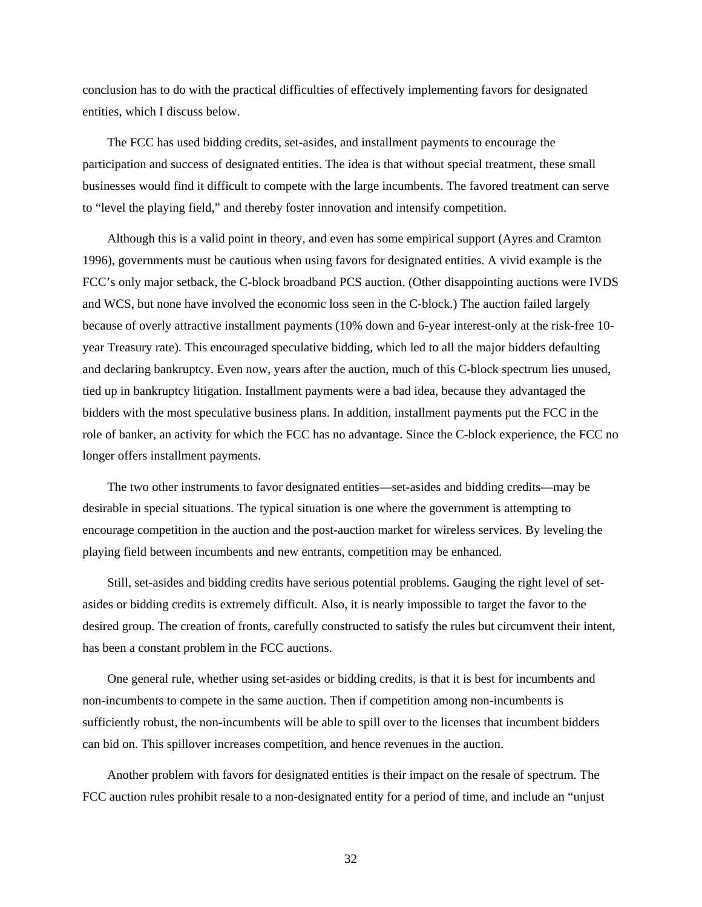conclusion has to do with the practical difficulties of effectively implementing favors for designated entities, which I discuss below.

The FCC has used bidding credits, set-asides, and installment payments to encourage the participation and success of designated entities. The idea is that without special treatment, these small businesses would find it difficult to compete with the large incumbents. The favored treatment can serve to "level the playing field," and thereby foster innovation and intensify competition.

Although this is a valid point in theory, and even has some empirical support (Ayres and Cramton 1996), governments must be cautious when using favors for designated entities. A vivid example is the FCC's only major setback, the C-block broadband PCS auction. (Other disappointing auctions were IVDS and WCS, but none have involved the economic loss seen in the C-block.) The auction failed largely because of overly attractive installment payments (10% down and 6-year interest-only at the risk-free 10-year Treasury rate). This encouraged speculative bidding, which led to all the major bidders defaulting and declaring bankruptcy. Even now, years after the auction, much of this C-block spectrum lies unused, tied up in bankruptcy litigation. Installment payments were a bad idea, because they advantaged the bidders with the most speculative business plans. In addition, installment payments put the FCC in the role of banker, an activity for which the FCC has no advantage. Since the C-block experience, the FCC no longer offers installment payments.

The two other instruments to favor designated entities—set-asides and bidding credits—may be desirable in special situations. The typical situation is one where the government is attempting to encourage competition in the auction and the post-auction market for wireless services. By leveling the playing field between incumbents and new entrants, competition may be enhanced.

Still, set-asides and bidding credits have serious potential problems. Gauging the right level of set-asides or bidding credits is extremely difficult. Also, it is nearly impossible to target the favor to the desired group. The creation of fronts, carefully constructed to satisfy the rules but circumvent their intent, has been a constant problem in the FCC auctions.

One general rule, whether using set-asides or bidding credits, is that it is best for incumbents and non-incumbents to compete in the same auction. Then if competition among non-incumbents is sufficiently robust, the non-incumbents will be able to spill over to the licenses that incumbent bidders can bid on. This spillover increases competition, and hence revenues in the auction.

Another problem with favors for designated entities is their impact on the resale of spectrum. The FCC auction rules prohibit resale to a non-designated entity for a period of time, and include an "unjust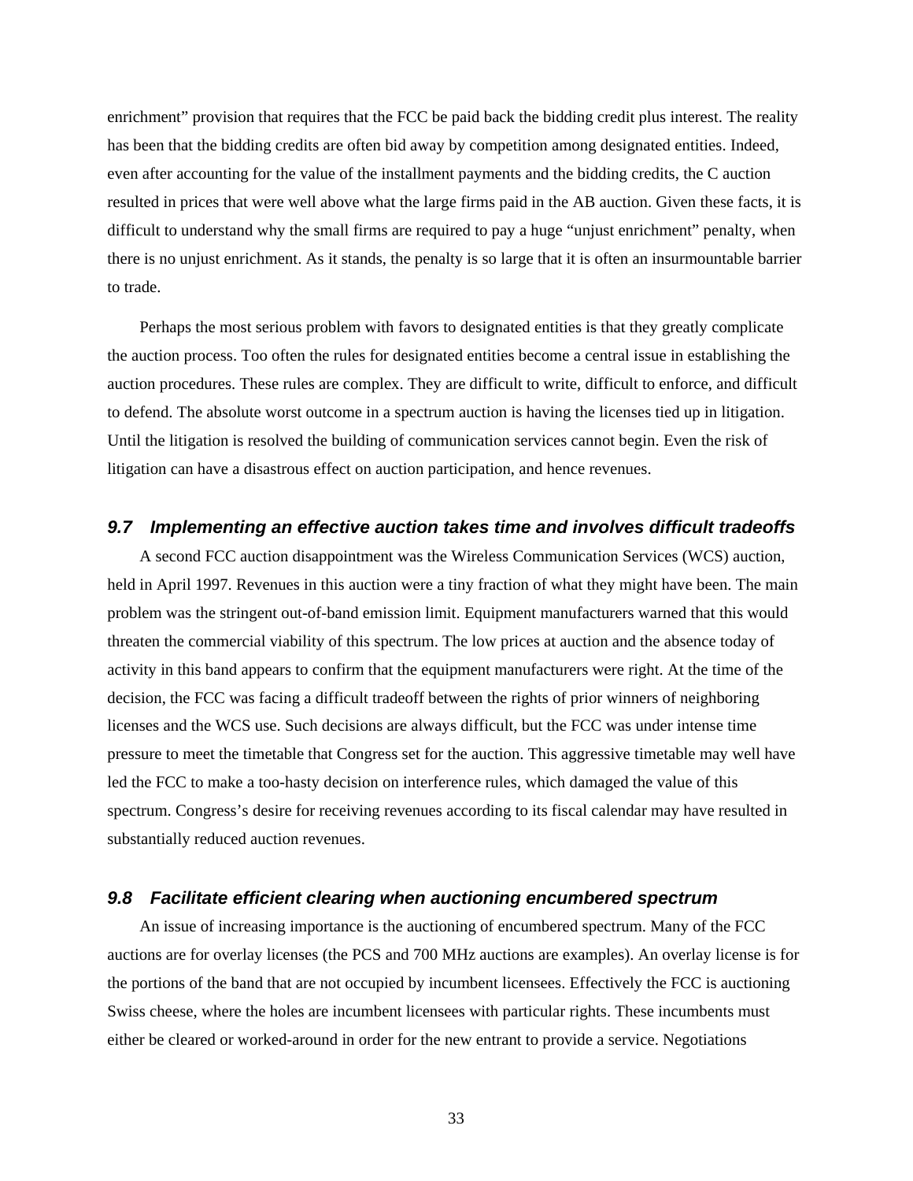enrichment” provision that requires that the FCC be paid back the bidding credit plus interest. The reality has been that the bidding credits are often bid away by competition among designated entities. Indeed, even after accounting for the value of the installment payments and the bidding credits, the C auction resulted in prices that were well above what the large firms paid in the AB auction. Given these facts, it is difficult to understand why the small firms are required to pay a huge “unjust enrichment” penalty, when there is no unjust enrichment. As it stands, the penalty is so large that it is often an insurmountable barrier to trade.

Perhaps the most serious problem with favors to designated entities is that they greatly complicate the auction process. Too often the rules for designated entities become a central issue in establishing the auction procedures. These rules are complex. They are difficult to write, difficult to enforce, and difficult to defend. The absolute worst outcome in a spectrum auction is having the licenses tied up in litigation. Until the litigation is resolved the building of communication services cannot begin. Even the risk of litigation can have a disastrous effect on auction participation, and hence revenues.

### *9.7 Implementing an effective auction takes time and involves difficult tradeoffs*

A second FCC auction disappointment was the Wireless Communication Services (WCS) auction, held in April 1997. Revenues in this auction were a tiny fraction of what they might have been. The main problem was the stringent out-of-band emission limit. Equipment manufacturers warned that this would threaten the commercial viability of this spectrum. The low prices at auction and the absence today of activity in this band appears to confirm that the equipment manufacturers were right. At the time of the decision, the FCC was facing a difficult tradeoff between the rights of prior winners of neighboring licenses and the WCS use. Such decisions are always difficult, but the FCC was under intense time pressure to meet the timetable that Congress set for the auction. This aggressive timetable may well have led the FCC to make a too-hasty decision on interference rules, which damaged the value of this spectrum. Congress’s desire for receiving revenues according to its fiscal calendar may have resulted in substantially reduced auction revenues.

### *9.8 Facilitate efficient clearing when auctioning encumbered spectrum*

An issue of increasing importance is the auctioning of encumbered spectrum. Many of the FCC auctions are for overlay licenses (the PCS and 700 MHz auctions are examples). An overlay license is for the portions of the band that are not occupied by incumbent licensees. Effectively the FCC is auctioning Swiss cheese, where the holes are incumbent licensees with particular rights. These incumbents must either be cleared or worked-around in order for the new entrant to provide a service. Negotiations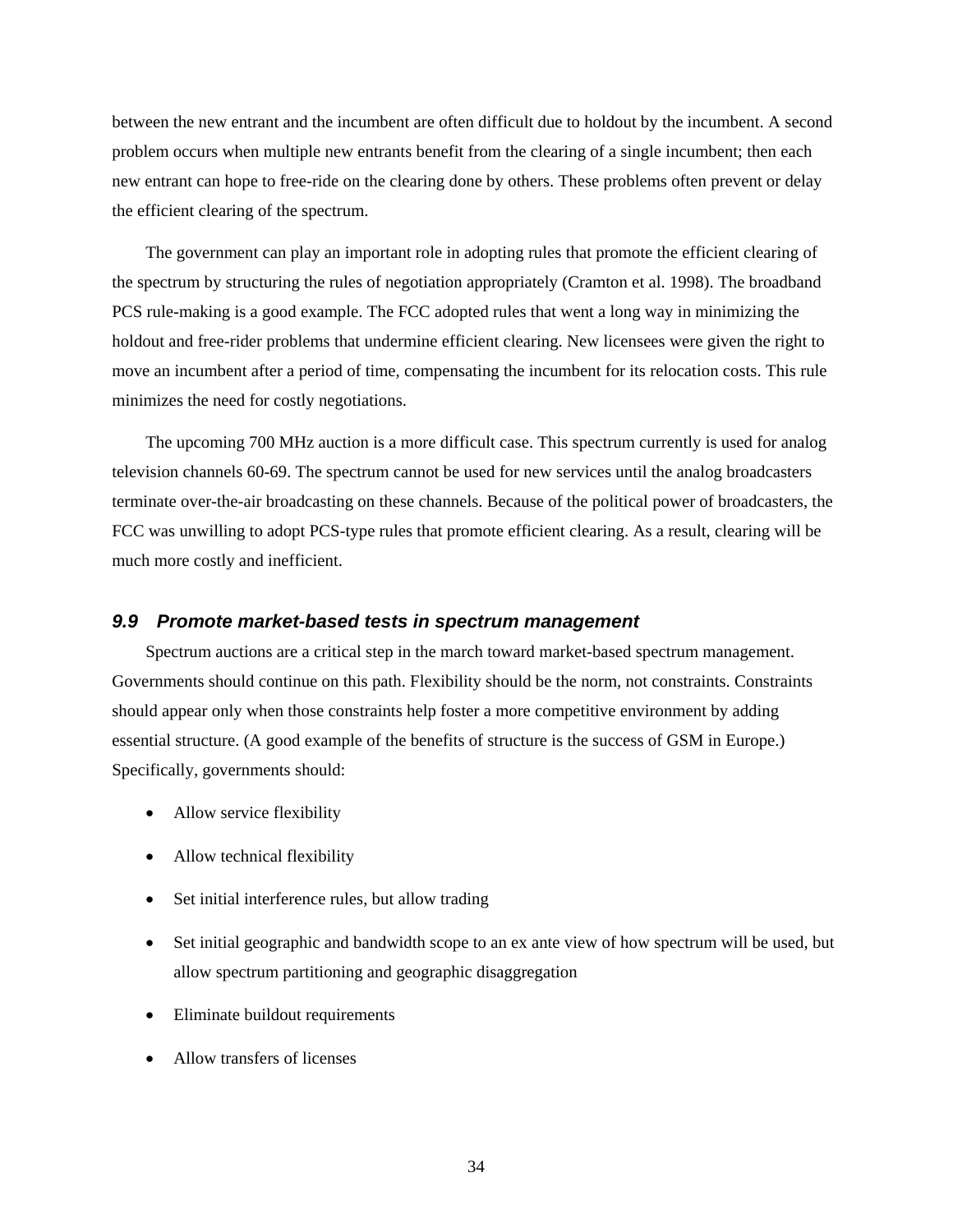between the new entrant and the incumbent are often difficult due to holdout by the incumbent. A second problem occurs when multiple new entrants benefit from the clearing of a single incumbent; then each new entrant can hope to free-ride on the clearing done by others. These problems often prevent or delay the efficient clearing of the spectrum.

The government can play an important role in adopting rules that promote the efficient clearing of the spectrum by structuring the rules of negotiation appropriately (Cramton et al. 1998). The broadband PCS rule-making is a good example. The FCC adopted rules that went a long way in minimizing the holdout and free-rider problems that undermine efficient clearing. New licensees were given the right to move an incumbent after a period of time, compensating the incumbent for its relocation costs. This rule minimizes the need for costly negotiations.

The upcoming 700 MHz auction is a more difficult case. This spectrum currently is used for analog television channels 60-69. The spectrum cannot be used for new services until the analog broadcasters terminate over-the-air broadcasting on these channels. Because of the political power of broadcasters, the FCC was unwilling to adopt PCS-type rules that promote efficient clearing. As a result, clearing will be much more costly and inefficient.

### *9.9 Promote market-based tests in spectrum management*

Spectrum auctions are a critical step in the march toward market-based spectrum management. Governments should continue on this path. Flexibility should be the norm, not constraints. Constraints should appear only when those constraints help foster a more competitive environment by adding essential structure. (A good example of the benefits of structure is the success of GSM in Europe.) Specifically, governments should:

- Allow service flexibility
- Allow technical flexibility
- Set initial interference rules, but allow trading
- Set initial geographic and bandwidth scope to an ex ante view of how spectrum will be used, but allow spectrum partitioning and geographic disaggregation
- Eliminate buildout requirements
- Allow transfers of licenses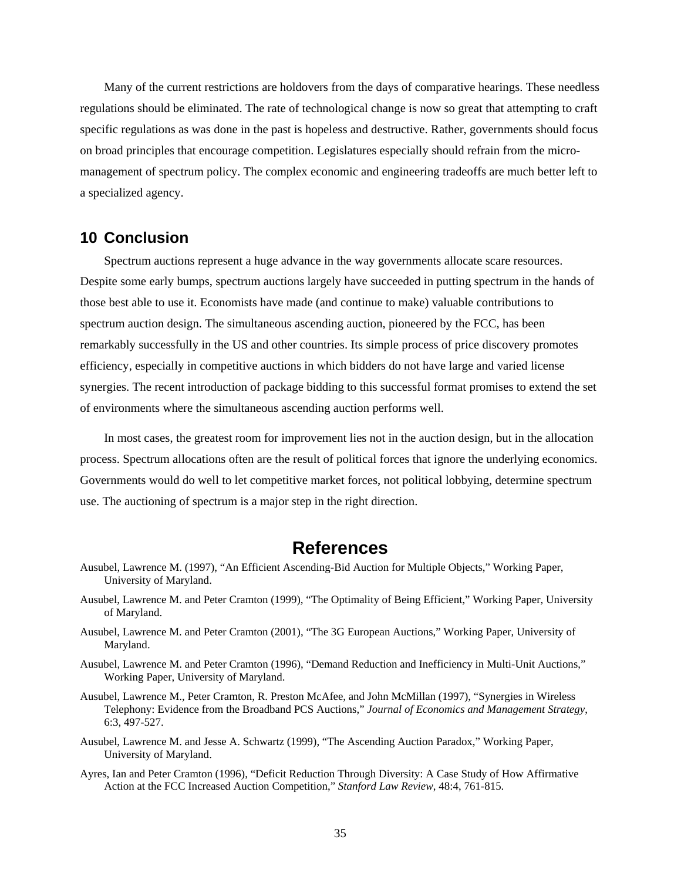Many of the current restrictions are holdovers from the days of comparative hearings. These needless regulations should be eliminated. The rate of technological change is now so great that attempting to craft specific regulations as was done in the past is hopeless and destructive. Rather, governments should focus on broad principles that encourage competition. Legislatures especially should refrain from the micro-management of spectrum policy. The complex economic and engineering tradeoffs are much better left to a specialized agency.

## 10 Conclusion

Spectrum auctions represent a huge advance in the way governments allocate scare resources. Despite some early bumps, spectrum auctions largely have succeeded in putting spectrum in the hands of those best able to use it. Economists have made (and continue to make) valuable contributions to spectrum auction design. The simultaneous ascending auction, pioneered by the FCC, has been remarkably successfully in the US and other countries. Its simple process of price discovery promotes efficiency, especially in competitive auctions in which bidders do not have large and varied license synergies. The recent introduction of package bidding to this successful format promises to extend the set of environments where the simultaneous ascending auction performs well.

In most cases, the greatest room for improvement lies not in the auction design, but in the allocation process. Spectrum allocations often are the result of political forces that ignore the underlying economics. Governments would do well to let competitive market forces, not political lobbying, determine spectrum use. The auctioning of spectrum is a major step in the right direction.

# References

Ausubel, Lawrence M. (1997), "An Efficient Ascending-Bid Auction for Multiple Objects," Working Paper, University of Maryland.

Ausubel, Lawrence M. and Peter Cramton (1999), "The Optimality of Being Efficient," Working Paper, University of Maryland.

Ausubel, Lawrence M. and Peter Cramton (2001), "The 3G European Auctions," Working Paper, University of Maryland.

Ausubel, Lawrence M. and Peter Cramton (1996), "Demand Reduction and Inefficiency in Multi-Unit Auctions," Working Paper, University of Maryland.

Ausubel, Lawrence M., Peter Cramton, R. Preston McAfee, and John McMillan (1997), "Synergies in Wireless Telephony: Evidence from the Broadband PCS Auctions," *Journal of Economics and Management Strategy*, 6:3, 497-527.

Ausubel, Lawrence M. and Jesse A. Schwartz (1999), "The Ascending Auction Paradox," Working Paper, University of Maryland.

Ayres, Ian and Peter Cramton (1996), "Deficit Reduction Through Diversity: A Case Study of How Affirmative Action at the FCC Increased Auction Competition," *Stanford Law Review*, 48:4, 761-815.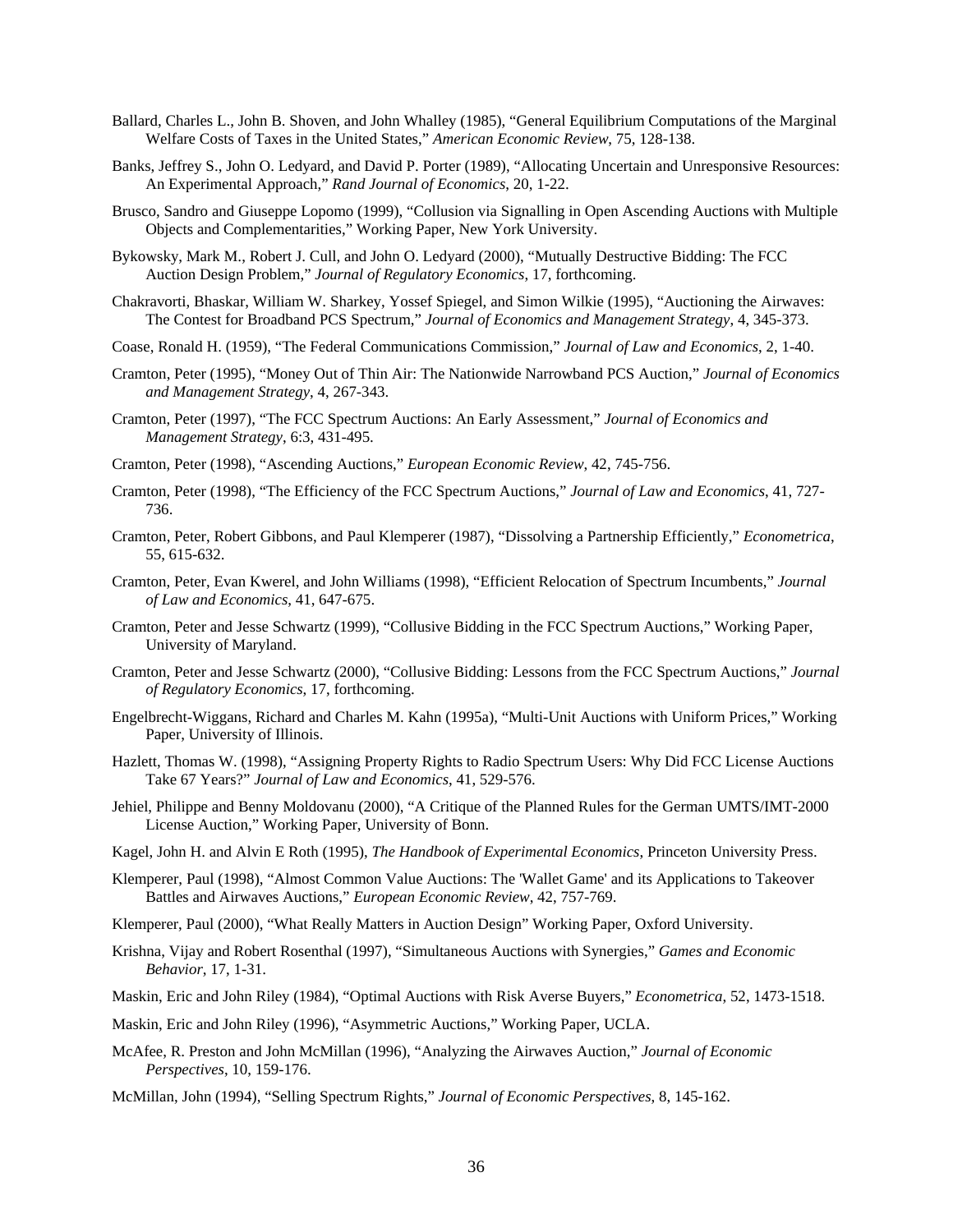Ballard, Charles L., John B. Shoven, and John Whalley (1985), "General Equilibrium Computations of the Marginal Welfare Costs of Taxes in the United States," *American Economic Review*, 75, 128-138.

Banks, Jeffrey S., John O. Ledyard, and David P. Porter (1989), "Allocating Uncertain and Unresponsive Resources: An Experimental Approach," *Rand Journal of Economics*, 20, 1-22.

Brusco, Sandro and Giuseppe Lopomo (1999), "Collusion via Signalling in Open Ascending Auctions with Multiple Objects and Complementarities," Working Paper, New York University.

Bykowsky, Mark M., Robert J. Cull, and John O. Ledyard (2000), "Mutually Destructive Bidding: The FCC Auction Design Problem," *Journal of Regulatory Economics*, 17, forthcoming.

Chakravorti, Bhaskar, William W. Sharkey, Yossef Spiegel, and Simon Wilkie (1995), "Auctioning the Airwaves: The Contest for Broadband PCS Spectrum," *Journal of Economics and Management Strategy*, 4, 345-373.

Coase, Ronald H. (1959), "The Federal Communications Commission," *Journal of Law and Economics*, 2, 1-40.

Cramton, Peter (1995), "Money Out of Thin Air: The Nationwide Narrowband PCS Auction," *Journal of Economics and Management Strategy*, 4, 267-343.

Cramton, Peter (1997), "The FCC Spectrum Auctions: An Early Assessment," *Journal of Economics and Management Strategy*, 6:3, 431-495.

Cramton, Peter (1998), "Ascending Auctions," *European Economic Review*, 42, 745-756.

Cramton, Peter (1998), "The Efficiency of the FCC Spectrum Auctions," *Journal of Law and Economics*, 41, 727-736.

Cramton, Peter, Robert Gibbons, and Paul Klemperer (1987), "Dissolving a Partnership Efficiently," *Econometrica*, 55, 615-632.

Cramton, Peter, Evan Kwerel, and John Williams (1998), "Efficient Relocation of Spectrum Incumbents," *Journal of Law and Economics*, 41, 647-675.

Cramton, Peter and Jesse Schwartz (1999), "Collusive Bidding in the FCC Spectrum Auctions," Working Paper, University of Maryland.

Cramton, Peter and Jesse Schwartz (2000), "Collusive Bidding: Lessons from the FCC Spectrum Auctions," *Journal of Regulatory Economics*, 17, forthcoming.

Engelbrecht-Wiggans, Richard and Charles M. Kahn (1995a), "Multi-Unit Auctions with Uniform Prices," Working Paper, University of Illinois.

Hazlett, Thomas W. (1998), "Assigning Property Rights to Radio Spectrum Users: Why Did FCC License Auctions Take 67 Years?" *Journal of Law and Economics*, 41, 529-576.

Jehiel, Philippe and Benny Moldovanu (2000), "A Critique of the Planned Rules for the German UMTS/IMT-2000 License Auction," Working Paper, University of Bonn.

Kagel, John H. and Alvin E Roth (1995), *The Handbook of Experimental Economics*, Princeton University Press.

Klemperer, Paul (1998), "Almost Common Value Auctions: The 'Wallet Game' and its Applications to Takeover Battles and Airwaves Auctions," *European Economic Review*, 42, 757-769.

Klemperer, Paul (2000), "What Really Matters in Auction Design" Working Paper, Oxford University.

Krishna, Vijay and Robert Rosenthal (1997), "Simultaneous Auctions with Synergies," *Games and Economic Behavior*, 17, 1-31.

Maskin, Eric and John Riley (1984), "Optimal Auctions with Risk Averse Buyers," *Econometrica*, 52, 1473-1518.

Maskin, Eric and John Riley (1996), "Asymmetric Auctions," Working Paper, UCLA.

McAfee, R. Preston and John McMillan (1996), "Analyzing the Airwaves Auction," *Journal of Economic Perspectives*, 10, 159-176.

McMillan, John (1994), "Selling Spectrum Rights," *Journal of Economic Perspectives*, 8, 145-162.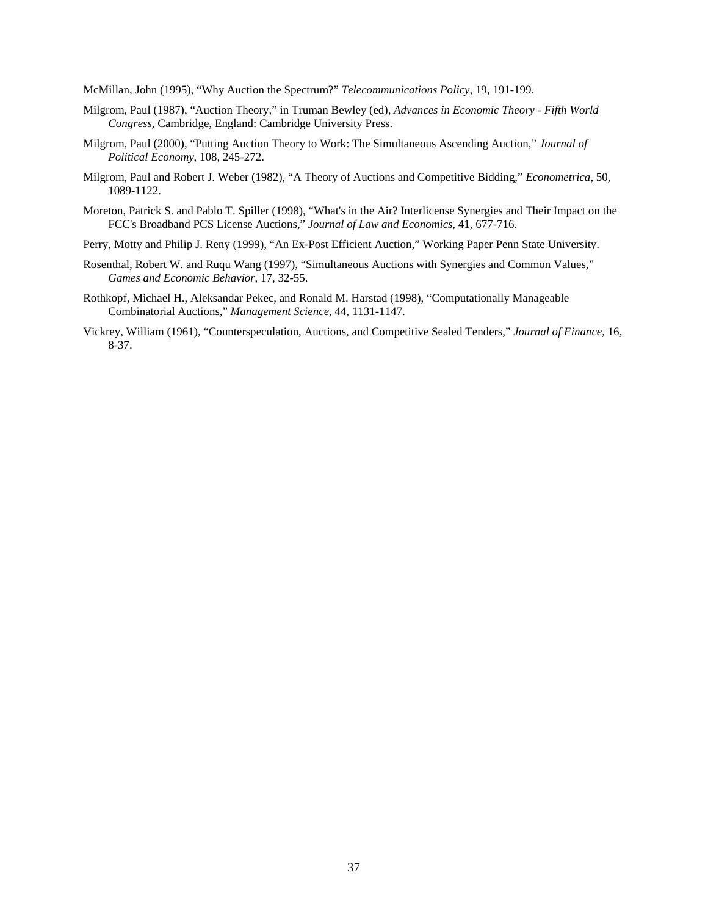McMillan, John (1995), "Why Auction the Spectrum?" *Telecommunications Policy*, 19, 191-199.

Milgrom, Paul (1987), "Auction Theory," in Truman Bewley (ed), *Advances in Economic Theory - Fifth World Congress*, Cambridge, England: Cambridge University Press.

Milgrom, Paul (2000), "Putting Auction Theory to Work: The Simultaneous Ascending Auction," *Journal of Political Economy*, 108, 245-272.

Milgrom, Paul and Robert J. Weber (1982), "A Theory of Auctions and Competitive Bidding," *Econometrica*, 50, 1089-1122.

Moreton, Patrick S. and Pablo T. Spiller (1998), "What's in the Air? Interlicense Synergies and Their Impact on the FCC's Broadband PCS License Auctions," *Journal of Law and Economics*, 41, 677-716.

Perry, Motty and Philip J. Reny (1999), "An Ex-Post Efficient Auction," Working Paper Penn State University.

Rosenthal, Robert W. and Ruqu Wang (1997), "Simultaneous Auctions with Synergies and Common Values," *Games and Economic Behavior*, 17, 32-55.

Rothkopf, Michael H., Aleksandar Pekec, and Ronald M. Harstad (1998), "Computationally Manageable Combinatorial Auctions," *Management Science*, 44, 1131-1147.

Vickrey, William (1961), "Counterspeculation, Auctions, and Competitive Sealed Tenders," *Journal of Finance*, 16, 8-37.